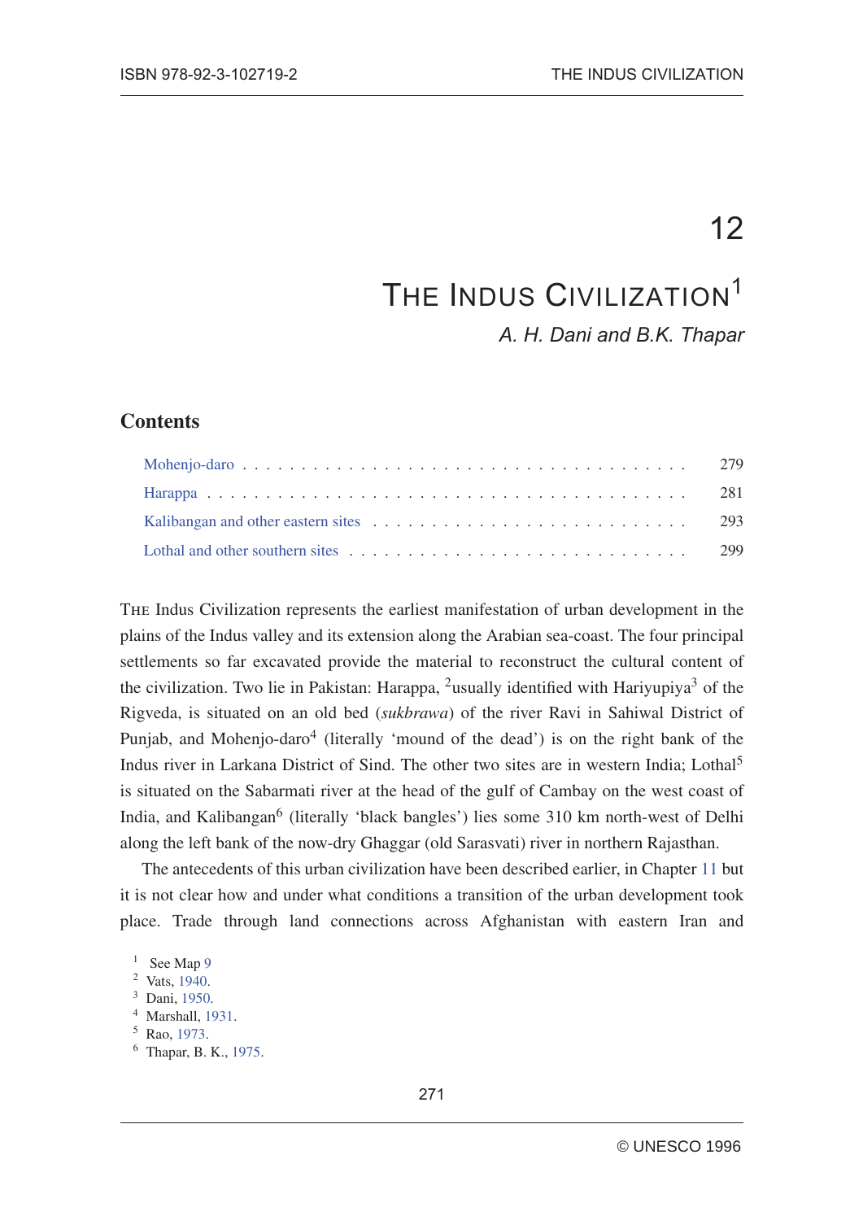# 12

# THE INDUS CIVILIZATION[1]

*A. H. Dani and B.K. Thapar*

## Contents

- Mohenjo-daro . . . 279
- Harappa . . . 281
- Kalibangan and other eastern sites . . . 293
- Lothal and other southern sites . . . 299

THE Indus Civilization represents the earliest manifestation of urban development in the plains of the Indus valley and its extension along the Arabian sea-coast. The four principal settlements so far excavated provide the material to reconstruct the cultural content of the civilization. Two lie in Pakistan: Harappa, [2]usually identified with Hariyupiya[3] of the Rigveda, is situated on an old bed (*sukbrawa*) of the river Ravi in Sahiwal District of Punjab, and Mohenjo-daro[4] (literally 'mound of the dead') is on the right bank of the Indus river in Larkana District of Sind. The other two sites are in western India; Lothal[5] is situated on the Sabarmati river at the head of the gulf of Cambay on the west coast of India, and Kalibangan[6] (literally 'black bangles') lies some 310 km north-west of Delhi along the left bank of the now-dry Ghaggar (old Sarasvati) river in northern Rajasthan.

The antecedents of this urban civilization have been described earlier, in Chapter 11 but it is not clear how and under what conditions a transition of the urban development took place. Trade through land connections across Afghanistan with eastern Iran and

[1] See Map 9
[2] Vats, 1940.
[3] Dani, 1950.
[4] Marshall, 1931.
[5] Rao, 1973.
[6] Thapar, B. K., 1975.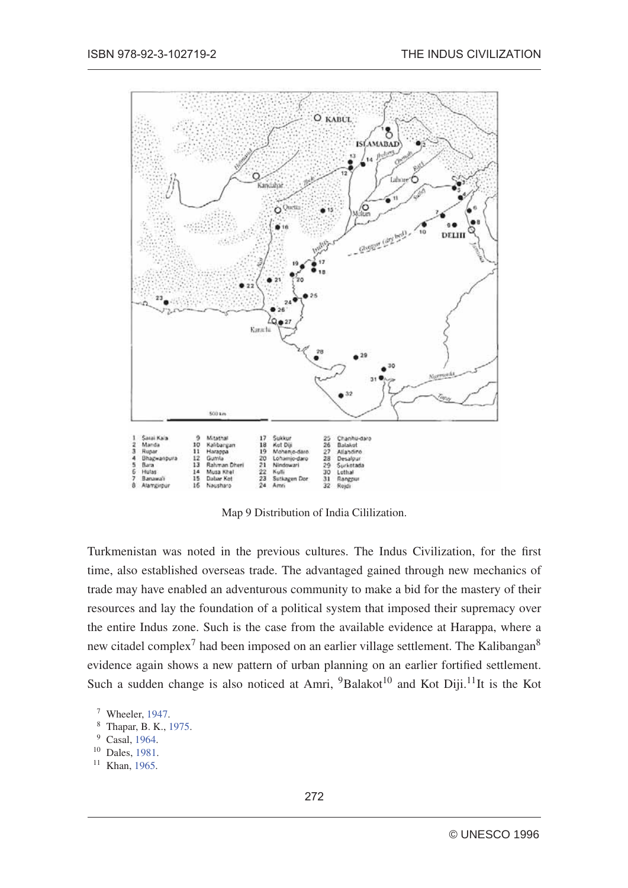Map 9 Distribution of India Cililization.

Turkmenistan was noted in the previous cultures. The Indus Civilization, for the first time, also established overseas trade. The advantaged gained through new mechanics of trade may have enabled an adventurous community to make a bid for the mastery of their resources and lay the foundation of a political system that imposed their supremacy over the entire Indus zone. Such is the case from the available evidence at Harappa, where a new citadel complex[7] had been imposed on an earlier village settlement. The Kalibangan[8] evidence again shows a new pattern of urban planning on an earlier fortified settlement. Such a sudden change is also noticed at Amri, [9]Balakot[10] and Kot Diji.[11]It is the Kot

[7] Wheeler, 1947.

[8] Thapar, B. K., 1975.

[9] Casal, 1964.

[10] Dales, 1981.

[11] Khan, 1965.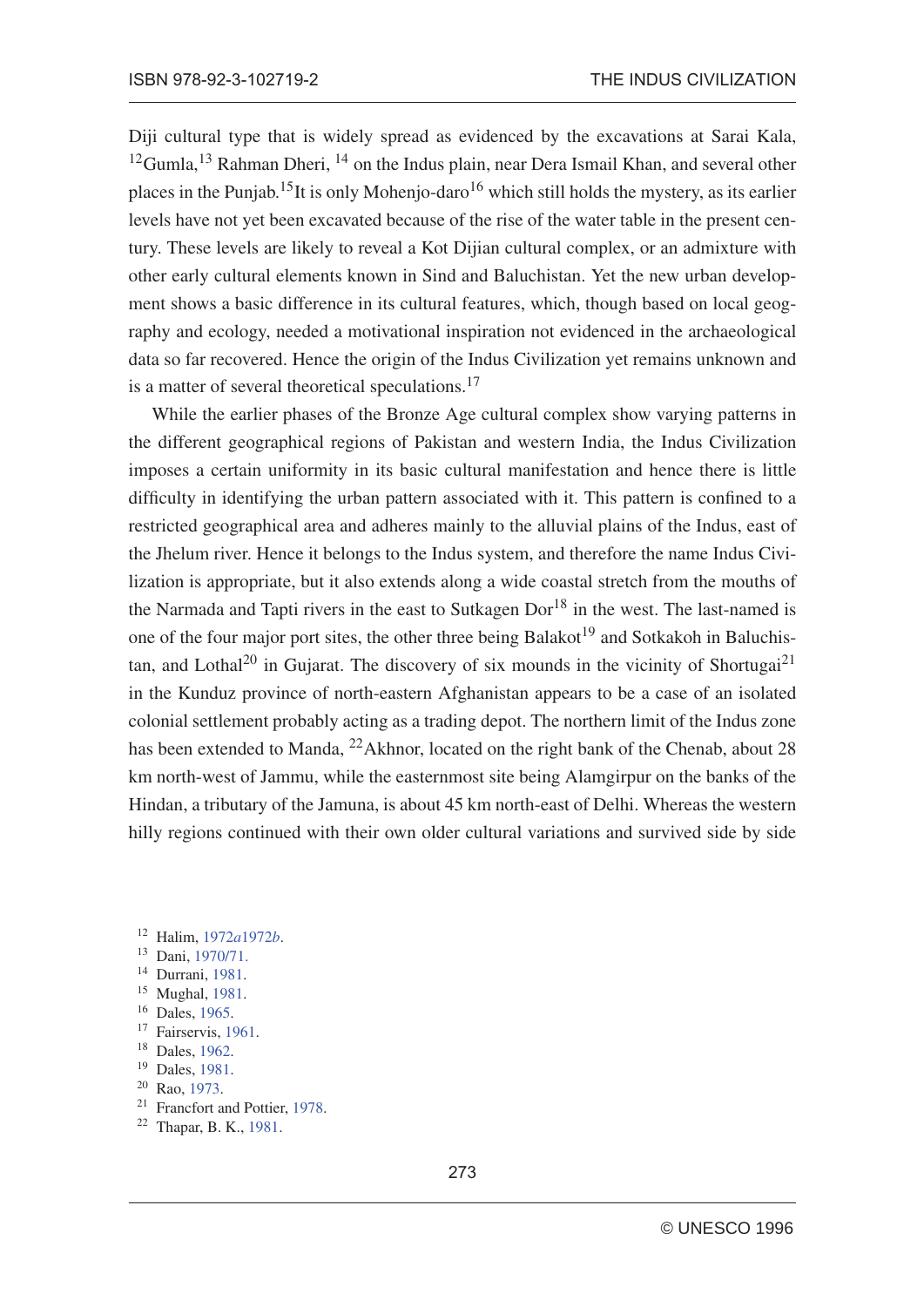Diji cultural type that is widely spread as evidenced by the excavations at Sarai Kala,[12] Gumla,[13] Rahman Dheri, [14] on the Indus plain, near Dera Ismail Khan, and several other places in the Punjab.[15] It is only Mohenjo-daro[16] which still holds the mystery, as its earlier levels have not yet been excavated because of the rise of the water table in the present century. These levels are likely to reveal a Kot Dijian cultural complex, or an admixture with other early cultural elements known in Sind and Baluchistan. Yet the new urban development shows a basic difference in its cultural features, which, though based on local geography and ecology, needed a motivational inspiration not evidenced in the archaeological data so far recovered. Hence the origin of the Indus Civilization yet remains unknown and is a matter of several theoretical speculations.[17]

While the earlier phases of the Bronze Age cultural complex show varying patterns in the different geographical regions of Pakistan and western India, the Indus Civilization imposes a certain uniformity in its basic cultural manifestation and hence there is little difficulty in identifying the urban pattern associated with it. This pattern is confined to a restricted geographical area and adheres mainly to the alluvial plains of the Indus, east of the Jhelum river. Hence it belongs to the Indus system, and therefore the name Indus Civilization is appropriate, but it also extends along a wide coastal stretch from the mouths of the Narmada and Tapti rivers in the east to Sutkagen Dor[18] in the west. The last-named is one of the four major port sites, the other three being Balakot[19] and Sotkakoh in Baluchistan, and Lothal[20] in Gujarat. The discovery of six mounds in the vicinity of Shortugai[21] in the Kunduz province of north-eastern Afghanistan appears to be a case of an isolated colonial settlement probably acting as a trading depot. The northern limit of the Indus zone has been extended to Manda, [22] Akhnor, located on the right bank of the Chenab, about 28 km north-west of Jammu, while the easternmost site being Alamgirpur on the banks of the Hindan, a tributary of the Jamuna, is about 45 km north-east of Delhi. Whereas the western hilly regions continued with their own older cultural variations and survived side by side

[12] Halim, 1972*a*1972*b*.
[13] Dani, 1970/71.
[14] Durrani, 1981.
[15] Mughal, 1981.
[16] Dales, 1965.
[17] Fairservis, 1961.
[18] Dales, 1962.
[19] Dales, 1981.
[20] Rao, 1973.
[21] Francfort and Pottier, 1978.
[22] Thapar, B. K., 1981.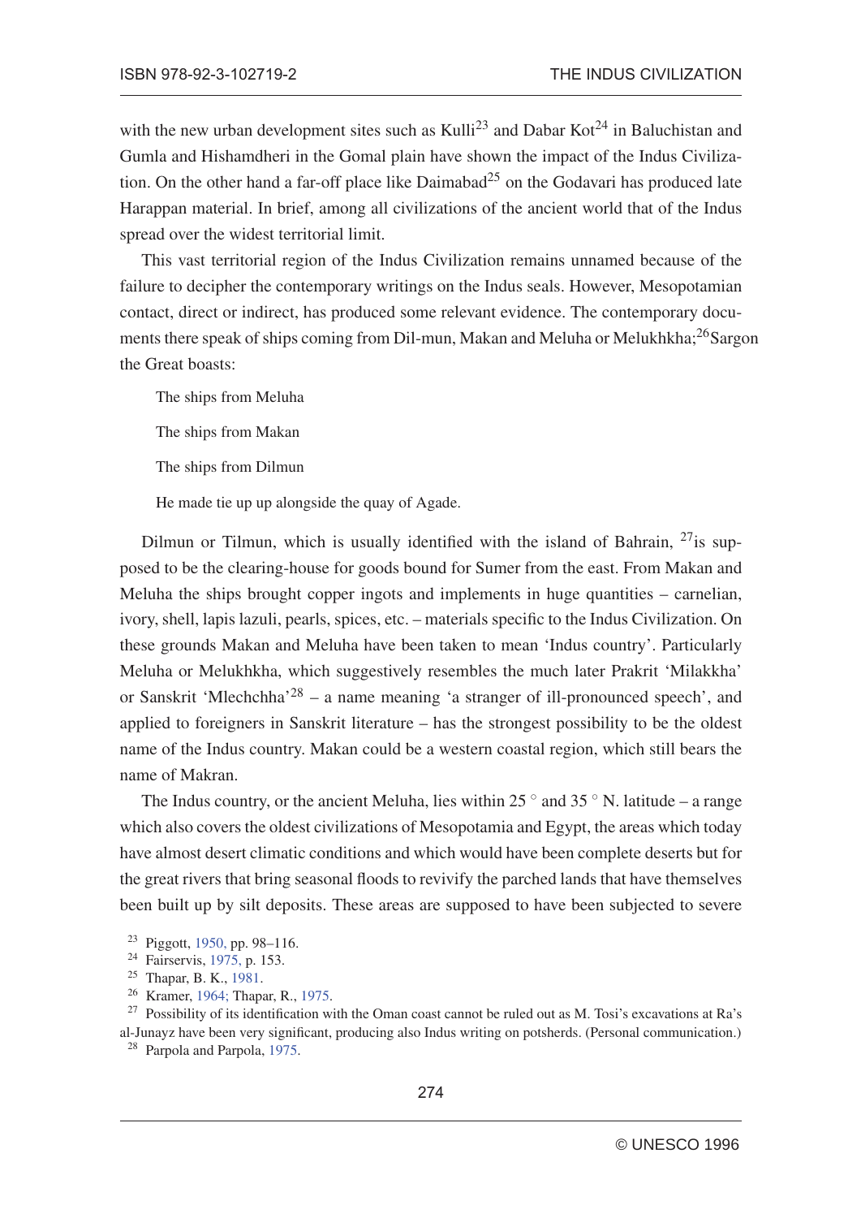with the new urban development sites such as Kulli[23] and Dabar Kot[24] in Baluchistan and Gumla and Hishamdheri in the Gomal plain have shown the impact of the Indus Civilization. On the other hand a far-off place like Daimabad[25] on the Godavari has produced late Harappan material. In brief, among all civilizations of the ancient world that of the Indus spread over the widest territorial limit.

This vast territorial region of the Indus Civilization remains unnamed because of the failure to decipher the contemporary writings on the Indus seals. However, Mesopotamian contact, direct or indirect, has produced some relevant evidence. The contemporary documents there speak of ships coming from Dil-mun, Makan and Meluha or Melukhkha;[26]Sargon the Great boasts:

> The ships from Meluha
>
> The ships from Makan
>
> The ships from Dilmun
>
> He made tie up up alongside the quay of Agade.

Dilmun or Tilmun, which is usually identified with the island of Bahrain, [27]is supposed to be the clearing-house for goods bound for Sumer from the east. From Makan and Meluha the ships brought copper ingots and implements in huge quantities – carnelian, ivory, shell, lapis lazuli, pearls, spices, etc. – materials specific to the Indus Civilization. On these grounds Makan and Meluha have been taken to mean 'Indus country'. Particularly Meluha or Melukhkha, which suggestively resembles the much later Prakrit 'Milakkha' or Sanskrit 'Mlechchha'[28] – a name meaning 'a stranger of ill-pronounced speech', and applied to foreigners in Sanskrit literature – has the strongest possibility to be the oldest name of the Indus country. Makan could be a western coastal region, which still bears the name of Makran.

The Indus country, or the ancient Meluha, lies within 25 ° and 35 ° N. latitude – a range which also covers the oldest civilizations of Mesopotamia and Egypt, the areas which today have almost desert climatic conditions and which would have been complete deserts but for the great rivers that bring seasonal floods to revivify the parched lands that have themselves been built up by silt deposits. These areas are supposed to have been subjected to severe

[23] Piggott, 1950, pp. 98–116.

[24] Fairservis, 1975, p. 153.

[25] Thapar, B. K., 1981.

[26] Kramer, 1964; Thapar, R., 1975.

[27] Possibility of its identification with the Oman coast cannot be ruled out as M. Tosi's excavations at Ra's al-Junayz have been very significant, producing also Indus writing on potsherds. (Personal communication.)

[28] Parpola and Parpola, 1975.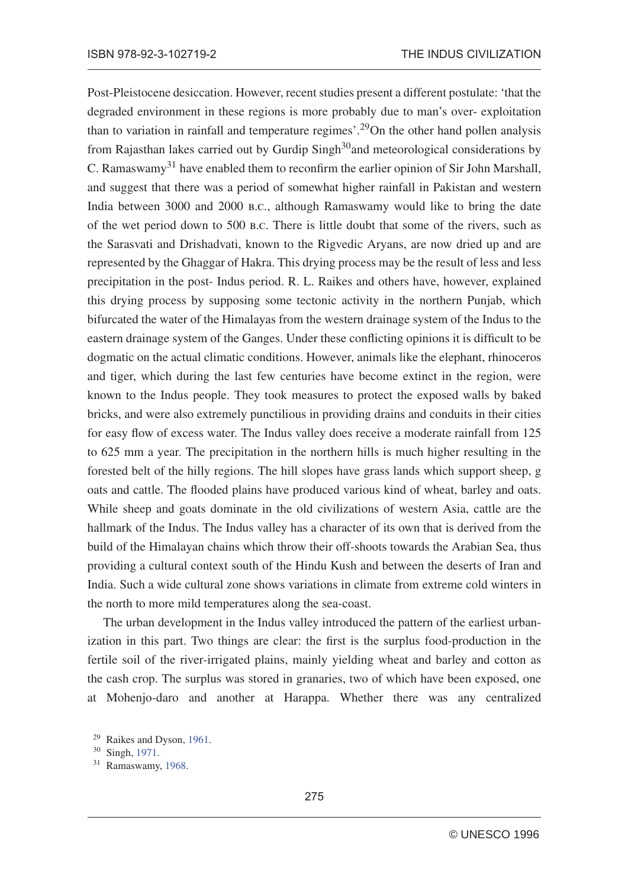Post-Pleistocene desiccation. However, recent studies present a different postulate: 'that the degraded environment in these regions is more probably due to man's over- exploitation than to variation in rainfall and temperature regimes'.[29] On the other hand pollen analysis from Rajasthan lakes carried out by Gurdip Singh[30] and meteorological considerations by C. Ramaswamy[31] have enabled them to reconfirm the earlier opinion of Sir John Marshall, and suggest that there was a period of somewhat higher rainfall in Pakistan and western India between 3000 and 2000 B.C., although Ramaswamy would like to bring the date of the wet period down to 500 B.C. There is little doubt that some of the rivers, such as the Sarasvati and Drishadvati, known to the Rigvedic Aryans, are now dried up and are represented by the Ghaggar of Hakra. This drying process may be the result of less and less precipitation in the post- Indus period. R. L. Raikes and others have, however, explained this drying process by supposing some tectonic activity in the northern Punjab, which bifurcated the water of the Himalayas from the western drainage system of the Indus to the eastern drainage system of the Ganges. Under these conflicting opinions it is difficult to be dogmatic on the actual climatic conditions. However, animals like the elephant, rhinoceros and tiger, which during the last few centuries have become extinct in the region, were known to the Indus people. They took measures to protect the exposed walls by baked bricks, and were also extremely punctilious in providing drains and conduits in their cities for easy flow of excess water. The Indus valley does receive a moderate rainfall from 125 to 625 mm a year. The precipitation in the northern hills is much higher resulting in the forested belt of the hilly regions. The hill slopes have grass lands which support sheep, g oats and cattle. The flooded plains have produced various kind of wheat, barley and oats. While sheep and goats dominate in the old civilizations of western Asia, cattle are the hallmark of the Indus. The Indus valley has a character of its own that is derived from the build of the Himalayan chains which throw their off-shoots towards the Arabian Sea, thus providing a cultural context south of the Hindu Kush and between the deserts of Iran and India. Such a wide cultural zone shows variations in climate from extreme cold winters in the north to more mild temperatures along the sea-coast.

The urban development in the Indus valley introduced the pattern of the earliest urbanization in this part. Two things are clear: the first is the surplus food-production in the fertile soil of the river-irrigated plains, mainly yielding wheat and barley and cotton as the cash crop. The surplus was stored in granaries, two of which have been exposed, one at Mohenjo-daro and another at Harappa. Whether there was any centralized

[29] Raikes and Dyson, 1961.

[30] Singh, 1971.

[31] Ramaswamy, 1968.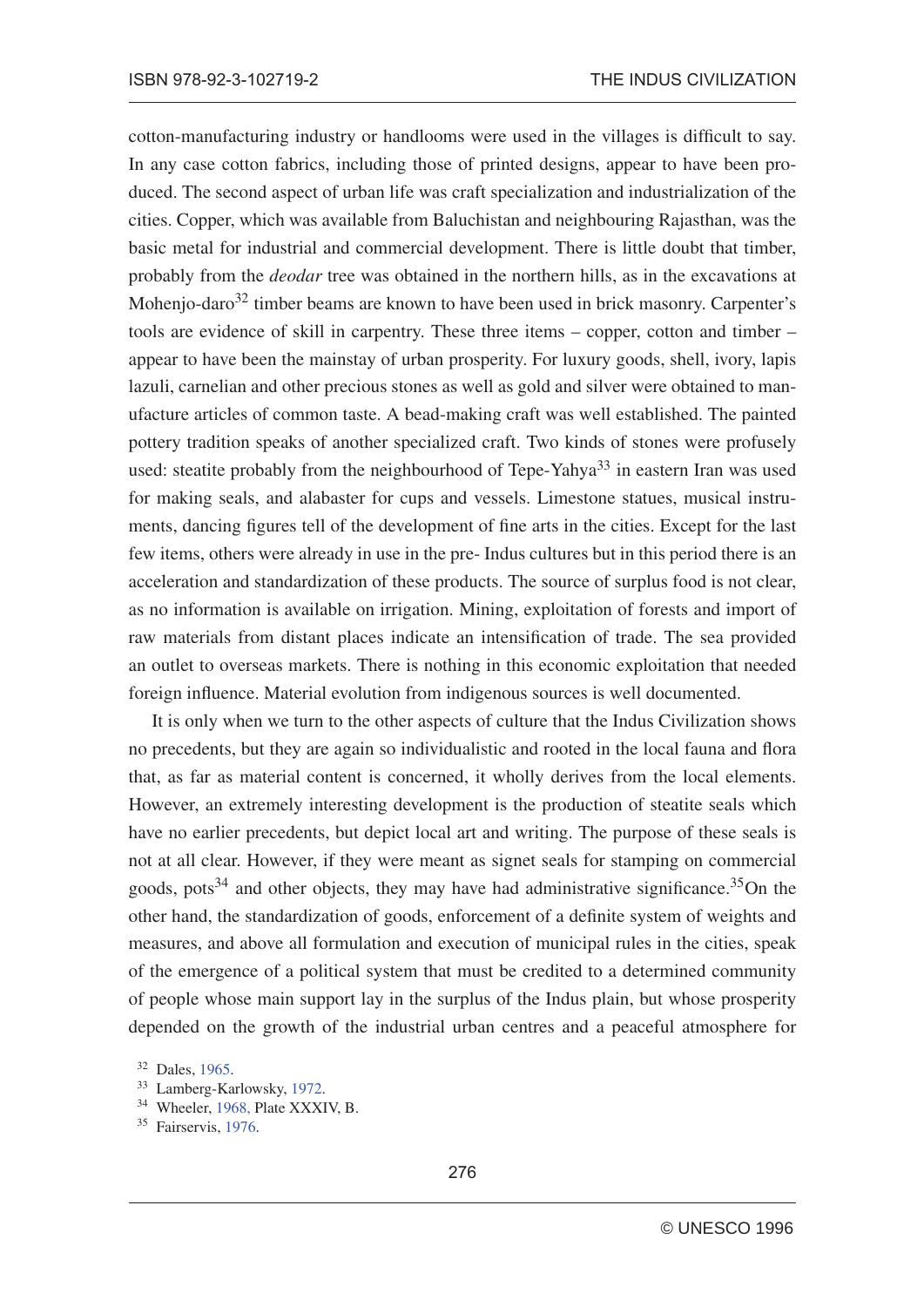cotton-manufacturing industry or handlooms were used in the villages is difficult to say. In any case cotton fabrics, including those of printed designs, appear to have been produced. The second aspect of urban life was craft specialization and industrialization of the cities. Copper, which was available from Baluchistan and neighbouring Rajasthan, was the basic metal for industrial and commercial development. There is little doubt that timber, probably from the *deodar* tree was obtained in the northern hills, as in the excavations at Mohenjo-daro[32] timber beams are known to have been used in brick masonry. Carpenter's tools are evidence of skill in carpentry. These three items – copper, cotton and timber – appear to have been the mainstay of urban prosperity. For luxury goods, shell, ivory, lapis lazuli, carnelian and other precious stones as well as gold and silver were obtained to manufacture articles of common taste. A bead-making craft was well established. The painted pottery tradition speaks of another specialized craft. Two kinds of stones were profusely used: steatite probably from the neighbourhood of Tepe-Yahya[33] in eastern Iran was used for making seals, and alabaster for cups and vessels. Limestone statues, musical instruments, dancing figures tell of the development of fine arts in the cities. Except for the last few items, others were already in use in the pre- Indus cultures but in this period there is an acceleration and standardization of these products. The source of surplus food is not clear, as no information is available on irrigation. Mining, exploitation of forests and import of raw materials from distant places indicate an intensification of trade. The sea provided an outlet to overseas markets. There is nothing in this economic exploitation that needed foreign influence. Material evolution from indigenous sources is well documented.

It is only when we turn to the other aspects of culture that the Indus Civilization shows no precedents, but they are again so individualistic and rooted in the local fauna and flora that, as far as material content is concerned, it wholly derives from the local elements. However, an extremely interesting development is the production of steatite seals which have no earlier precedents, but depict local art and writing. The purpose of these seals is not at all clear. However, if they were meant as signet seals for stamping on commercial goods, pots[34] and other objects, they may have had administrative significance.[35]On the other hand, the standardization of goods, enforcement of a definite system of weights and measures, and above all formulation and execution of municipal rules in the cities, speak of the emergence of a political system that must be credited to a determined community of people whose main support lay in the surplus of the Indus plain, but whose prosperity depended on the growth of the industrial urban centres and a peaceful atmosphere for

[32] Dales, 1965.

[33] Lamberg-Karlowsky, 1972.

[34] Wheeler, 1968, Plate XXXIV, B.

[35] Fairservis, 1976.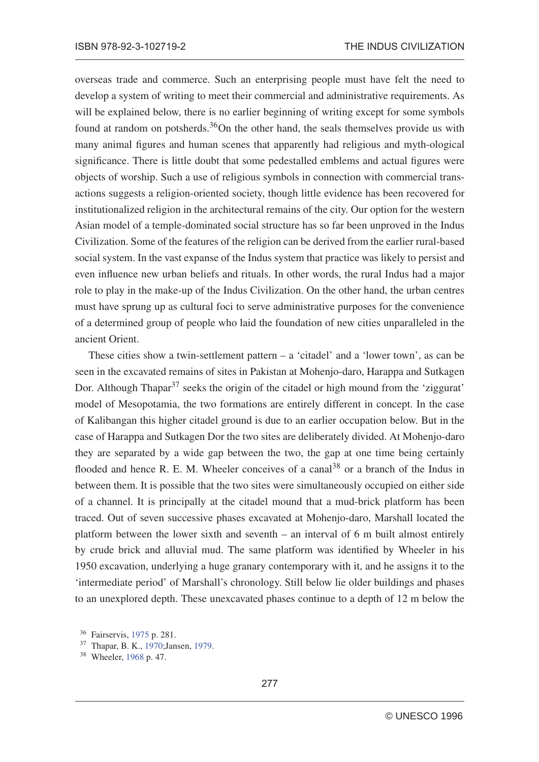overseas trade and commerce. Such an enterprising people must have felt the need to develop a system of writing to meet their commercial and administrative requirements. As will be explained below, there is no earlier beginning of writing except for some symbols found at random on potsherds.[36]On the other hand, the seals themselves provide us with many animal figures and human scenes that apparently had religious and myth-ological significance. There is little doubt that some pedestalled emblems and actual figures were objects of worship. Such a use of religious symbols in connection with commercial transactions suggests a religion-oriented society, though little evidence has been recovered for institutionalized religion in the architectural remains of the city. Our option for the western Asian model of a temple-dominated social structure has so far been unproved in the Indus Civilization. Some of the features of the religion can be derived from the earlier rural-based social system. In the vast expanse of the Indus system that practice was likely to persist and even influence new urban beliefs and rituals. In other words, the rural Indus had a major role to play in the make-up of the Indus Civilization. On the other hand, the urban centres must have sprung up as cultural foci to serve administrative purposes for the convenience of a determined group of people who laid the foundation of new cities unparalleled in the ancient Orient.

These cities show a twin-settlement pattern – a 'citadel' and a 'lower town', as can be seen in the excavated remains of sites in Pakistan at Mohenjo-daro, Harappa and Sutkagen Dor. Although Thapar[37] seeks the origin of the citadel or high mound from the 'ziggurat' model of Mesopotamia, the two formations are entirely different in concept. In the case of Kalibangan this higher citadel ground is due to an earlier occupation below. But in the case of Harappa and Sutkagen Dor the two sites are deliberately divided. At Mohenjo-daro they are separated by a wide gap between the two, the gap at one time being certainly flooded and hence R. E. M. Wheeler conceives of a canal[38] or a branch of the Indus in between them. It is possible that the two sites were simultaneously occupied on either side of a channel. It is principally at the citadel mound that a mud-brick platform has been traced. Out of seven successive phases excavated at Mohenjo-daro, Marshall located the platform between the lower sixth and seventh – an interval of 6 m built almost entirely by crude brick and alluvial mud. The same platform was identified by Wheeler in his 1950 excavation, underlying a huge granary contemporary with it, and he assigns it to the 'intermediate period' of Marshall's chronology. Still below lie older buildings and phases to an unexplored depth. These unexcavated phases continue to a depth of 12 m below the

[36] Fairservis, 1975 p. 281.

[37] Thapar, B. K., 1970;Jansen, 1979.

[38] Wheeler, 1968 p. 47.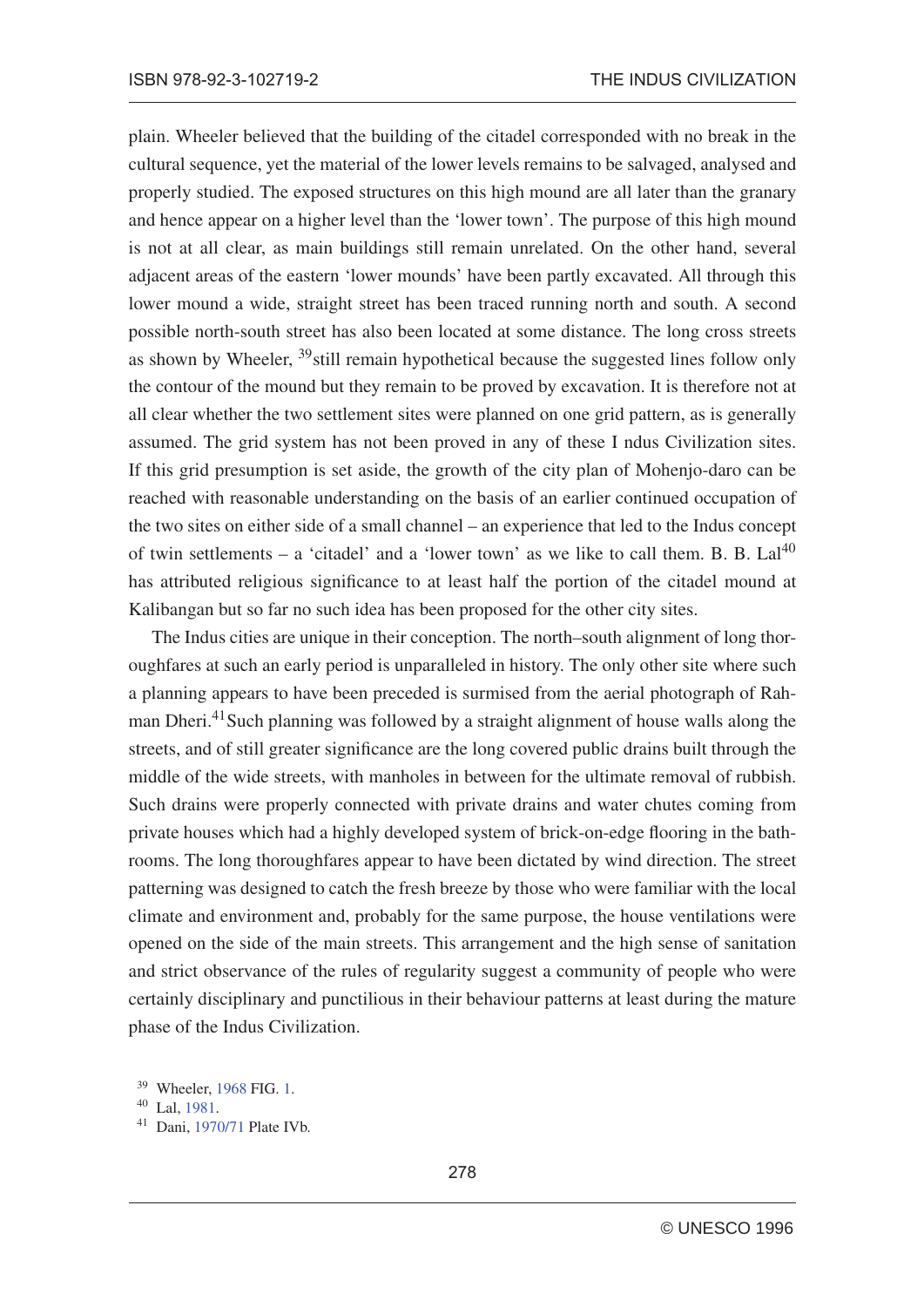plain. Wheeler believed that the building of the citadel corresponded with no break in the cultural sequence, yet the material of the lower levels remains to be salvaged, analysed and properly studied. The exposed structures on this high mound are all later than the granary and hence appear on a higher level than the 'lower town'. The purpose of this high mound is not at all clear, as main buildings still remain unrelated. On the other hand, several adjacent areas of the eastern 'lower mounds' have been partly excavated. All through this lower mound a wide, straight street has been traced running north and south. A second possible north-south street has also been located at some distance. The long cross streets as shown by Wheeler, [39]still remain hypothetical because the suggested lines follow only the contour of the mound but they remain to be proved by excavation. It is therefore not at all clear whether the two settlement sites were planned on one grid pattern, as is generally assumed. The grid system has not been proved in any of these I ndus Civilization sites. If this grid presumption is set aside, the growth of the city plan of Mohenjo-daro can be reached with reasonable understanding on the basis of an earlier continued occupation of the two sites on either side of a small channel – an experience that led to the Indus concept of twin settlements – a 'citadel' and a 'lower town' as we like to call them. B. B. Lal[40] has attributed religious significance to at least half the portion of the citadel mound at Kalibangan but so far no such idea has been proposed for the other city sites.

The Indus cities are unique in their conception. The north–south alignment of long thoroughfares at such an early period is unparalleled in history. The only other site where such a planning appears to have been preceded is surmised from the aerial photograph of Rahman Dheri.[41]Such planning was followed by a straight alignment of house walls along the streets, and of still greater significance are the long covered public drains built through the middle of the wide streets, with manholes in between for the ultimate removal of rubbish. Such drains were properly connected with private drains and water chutes coming from private houses which had a highly developed system of brick-on-edge flooring in the bathrooms. The long thoroughfares appear to have been dictated by wind direction. The street patterning was designed to catch the fresh breeze by those who were familiar with the local climate and environment and, probably for the same purpose, the house ventilations were opened on the side of the main streets. This arrangement and the high sense of sanitation and strict observance of the rules of regularity suggest a community of people who were certainly disciplinary and punctilious in their behaviour patterns at least during the mature phase of the Indus Civilization.

[39] Wheeler, 1968 FIG. 1.

[40] Lal, 1981.

[41] Dani, 1970/71 Plate IVb.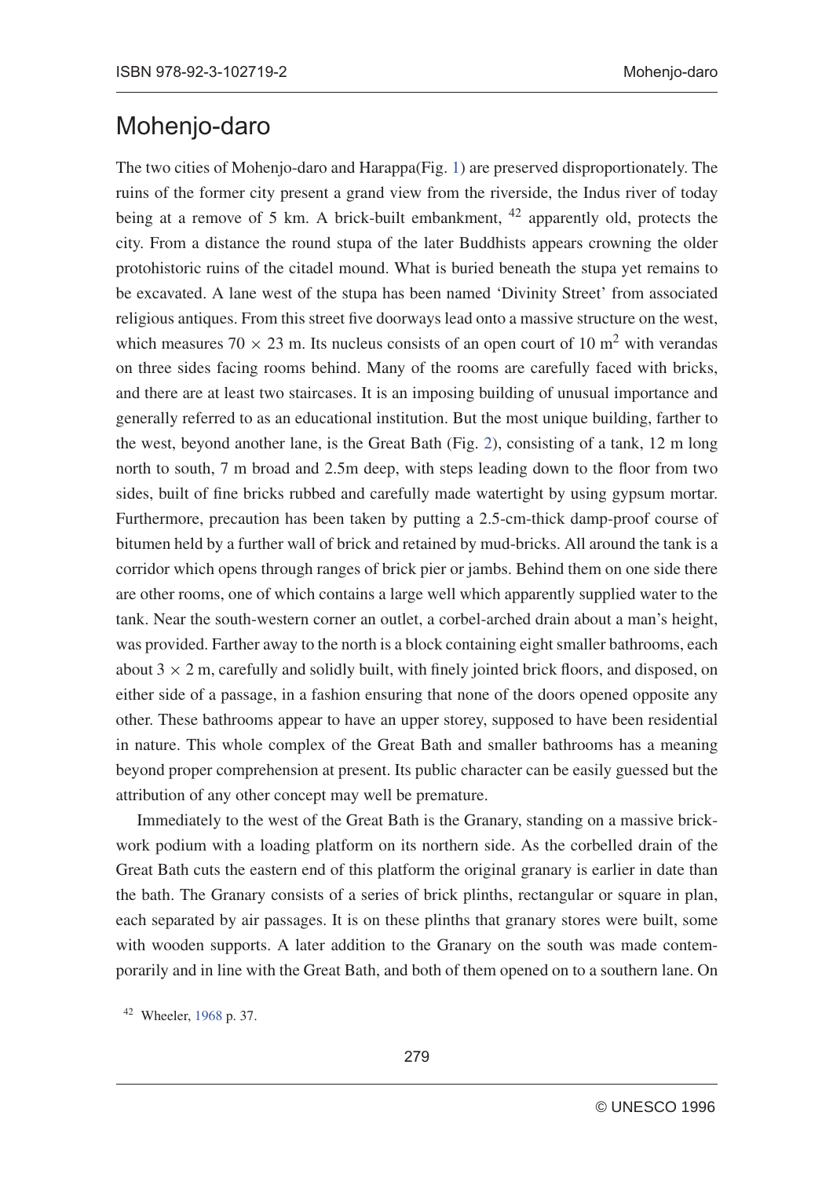## Mohenjo-daro

The two cities of Mohenjo-daro and Harappa(Fig. 1) are preserved disproportionately. The ruins of the former city present a grand view from the riverside, the Indus river of today being at a remove of 5 km. A brick-built embankment, [42] apparently old, protects the city. From a distance the round stupa of the later Buddhists appears crowning the older protohistoric ruins of the citadel mound. What is buried beneath the stupa yet remains to be excavated. A lane west of the stupa has been named 'Divinity Street' from associated religious antiques. From this street five doorways lead onto a massive structure on the west, which measures $70 \times 23$ m. Its nucleus consists of an open court of 10 $m^2$ with verandas on three sides facing rooms behind. Many of the rooms are carefully faced with bricks, and there are at least two staircases. It is an imposing building of unusual importance and generally referred to as an educational institution. But the most unique building, farther to the west, beyond another lane, is the Great Bath (Fig. 2), consisting of a tank, 12 m long north to south, 7 m broad and 2.5m deep, with steps leading down to the floor from two sides, built of fine bricks rubbed and carefully made watertight by using gypsum mortar. Furthermore, precaution has been taken by putting a 2.5-cm-thick damp-proof course of bitumen held by a further wall of brick and retained by mud-bricks. All around the tank is a corridor which opens through ranges of brick pier or jambs. Behind them on one side there are other rooms, one of which contains a large well which apparently supplied water to the tank. Near the south-western corner an outlet, a corbel-arched drain about a man's height, was provided. Farther away to the north is a block containing eight smaller bathrooms, each about $3 \times 2$ m, carefully and solidly built, with finely jointed brick floors, and disposed, on either side of a passage, in a fashion ensuring that none of the doors opened opposite any other. These bathrooms appear to have an upper storey, supposed to have been residential in nature. This whole complex of the Great Bath and smaller bathrooms has a meaning beyond proper comprehension at present. Its public character can be easily guessed but the attribution of any other concept may well be premature.

Immediately to the west of the Great Bath is the Granary, standing on a massive brickwork podium with a loading platform on its northern side. As the corbelled drain of the Great Bath cuts the eastern end of this platform the original granary is earlier in date than the bath. The Granary consists of a series of brick plinths, rectangular or square in plan, each separated by air passages. It is on these plinths that granary stores were built, some with wooden supports. A later addition to the Granary on the south was made contemporarily and in line with the Great Bath, and both of them opened on to a southern lane. On

[42] Wheeler, 1968 p. 37.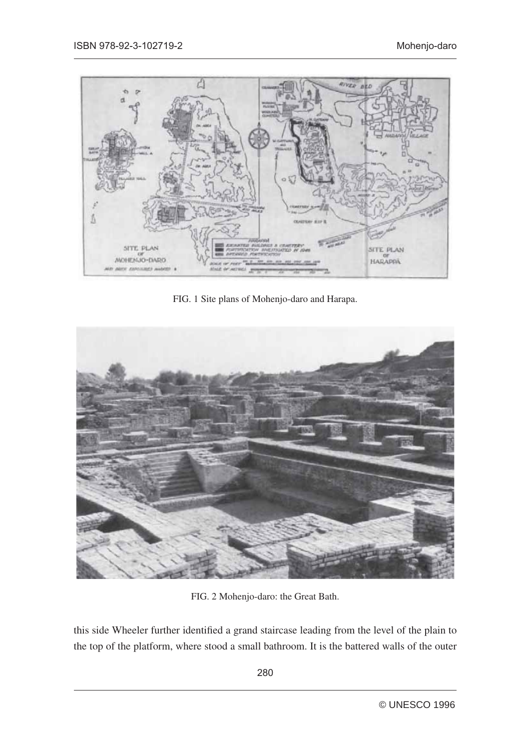FIG. 1 Site plans of Mohenjo-daro and Harapa.

FIG. 2 Mohenjo-daro: the Great Bath.

this side Wheeler further identified a grand staircase leading from the level of the plain to the top of the platform, where stood a small bathroom. It is the battered walls of the outer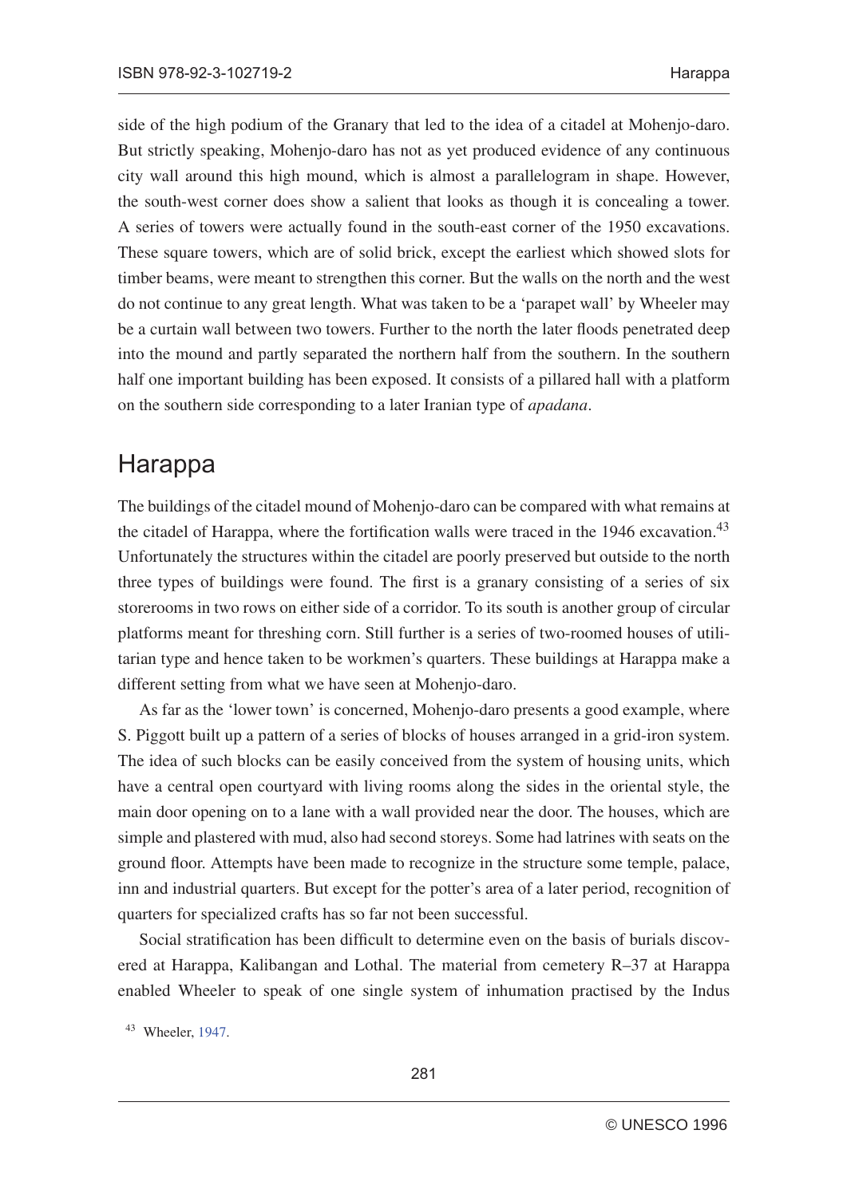side of the high podium of the Granary that led to the idea of a citadel at Mohenjo-daro. But strictly speaking, Mohenjo-daro has not as yet produced evidence of any continuous city wall around this high mound, which is almost a parallelogram in shape. However, the south-west corner does show a salient that looks as though it is concealing a tower. A series of towers were actually found in the south-east corner of the 1950 excavations. These square towers, which are of solid brick, except the earliest which showed slots for timber beams, were meant to strengthen this corner. But the walls on the north and the west do not continue to any great length. What was taken to be a 'parapet wall' by Wheeler may be a curtain wall between two towers. Further to the north the later floods penetrated deep into the mound and partly separated the northern half from the southern. In the southern half one important building has been exposed. It consists of a pillared hall with a platform on the southern side corresponding to a later Iranian type of *apadana*.

## Harappa

The buildings of the citadel mound of Mohenjo-daro can be compared with what remains at the citadel of Harappa, where the fortification walls were traced in the 1946 excavation.[43] Unfortunately the structures within the citadel are poorly preserved but outside to the north three types of buildings were found. The first is a granary consisting of a series of six storerooms in two rows on either side of a corridor. To its south is another group of circular platforms meant for threshing corn. Still further is a series of two-roomed houses of utilitarian type and hence taken to be workmen's quarters. These buildings at Harappa make a different setting from what we have seen at Mohenjo-daro.

As far as the 'lower town' is concerned, Mohenjo-daro presents a good example, where S. Piggott built up a pattern of a series of blocks of houses arranged in a grid-iron system. The idea of such blocks can be easily conceived from the system of housing units, which have a central open courtyard with living rooms along the sides in the oriental style, the main door opening on to a lane with a wall provided near the door. The houses, which are simple and plastered with mud, also had second storeys. Some had latrines with seats on the ground floor. Attempts have been made to recognize in the structure some temple, palace, inn and industrial quarters. But except for the potter's area of a later period, recognition of quarters for specialized crafts has so far not been successful.

Social stratification has been difficult to determine even on the basis of burials discovered at Harappa, Kalibangan and Lothal. The material from cemetery R–37 at Harappa enabled Wheeler to speak of one single system of inhumation practised by the Indus

[43] Wheeler, 1947.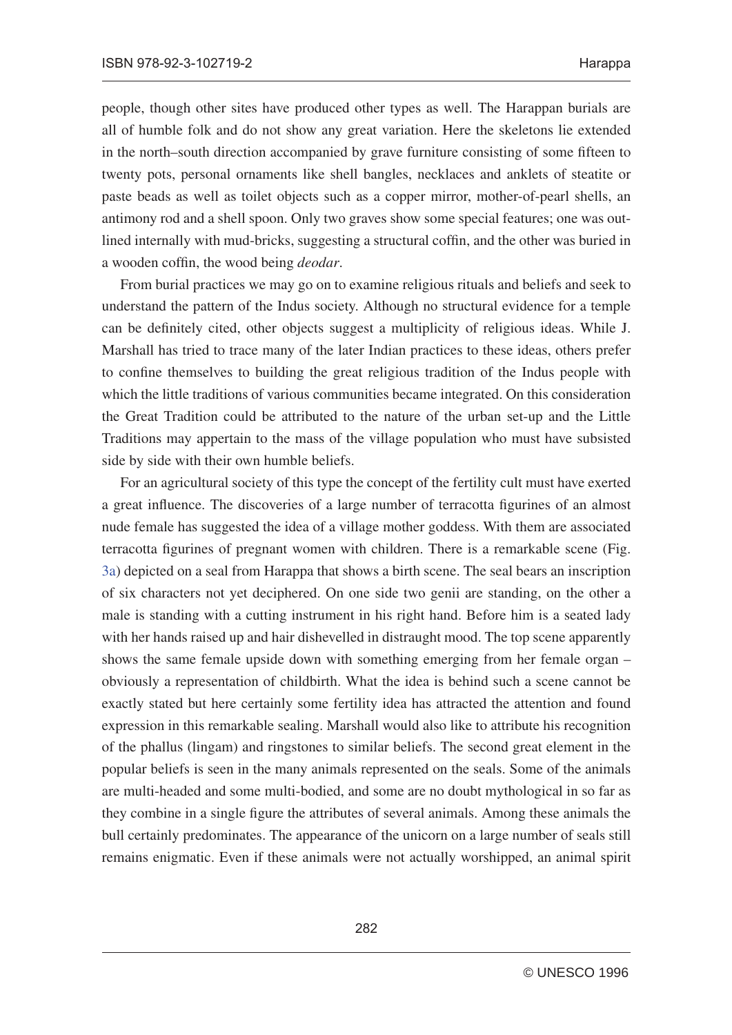people, though other sites have produced other types as well. The Harappan burials are all of humble folk and do not show any great variation. Here the skeletons lie extended in the north–south direction accompanied by grave furniture consisting of some fifteen to twenty pots, personal ornaments like shell bangles, necklaces and anklets of steatite or paste beads as well as toilet objects such as a copper mirror, mother-of-pearl shells, an antimony rod and a shell spoon. Only two graves show some special features; one was outlined internally with mud-bricks, suggesting a structural coffin, and the other was buried in a wooden coffin, the wood being *deodar*.

From burial practices we may go on to examine religious rituals and beliefs and seek to understand the pattern of the Indus society. Although no structural evidence for a temple can be definitely cited, other objects suggest a multiplicity of religious ideas. While J. Marshall has tried to trace many of the later Indian practices to these ideas, others prefer to confine themselves to building the great religious tradition of the Indus people with which the little traditions of various communities became integrated. On this consideration the Great Tradition could be attributed to the nature of the urban set-up and the Little Traditions may appertain to the mass of the village population who must have subsisted side by side with their own humble beliefs.

For an agricultural society of this type the concept of the fertility cult must have exerted a great influence. The discoveries of a large number of terracotta figurines of an almost nude female has suggested the idea of a village mother goddess. With them are associated terracotta figurines of pregnant women with children. There is a remarkable scene (Fig. 3a) depicted on a seal from Harappa that shows a birth scene. The seal bears an inscription of six characters not yet deciphered. On one side two genii are standing, on the other a male is standing with a cutting instrument in his right hand. Before him is a seated lady with her hands raised up and hair dishevelled in distraught mood. The top scene apparently shows the same female upside down with something emerging from her female organ – obviously a representation of childbirth. What the idea is behind such a scene cannot be exactly stated but here certainly some fertility idea has attracted the attention and found expression in this remarkable sealing. Marshall would also like to attribute his recognition of the phallus (lingam) and ringstones to similar beliefs. The second great element in the popular beliefs is seen in the many animals represented on the seals. Some of the animals are multi-headed and some multi-bodied, and some are no doubt mythological in so far as they combine in a single figure the attributes of several animals. Among these animals the bull certainly predominates. The appearance of the unicorn on a large number of seals still remains enigmatic. Even if these animals were not actually worshipped, an animal spirit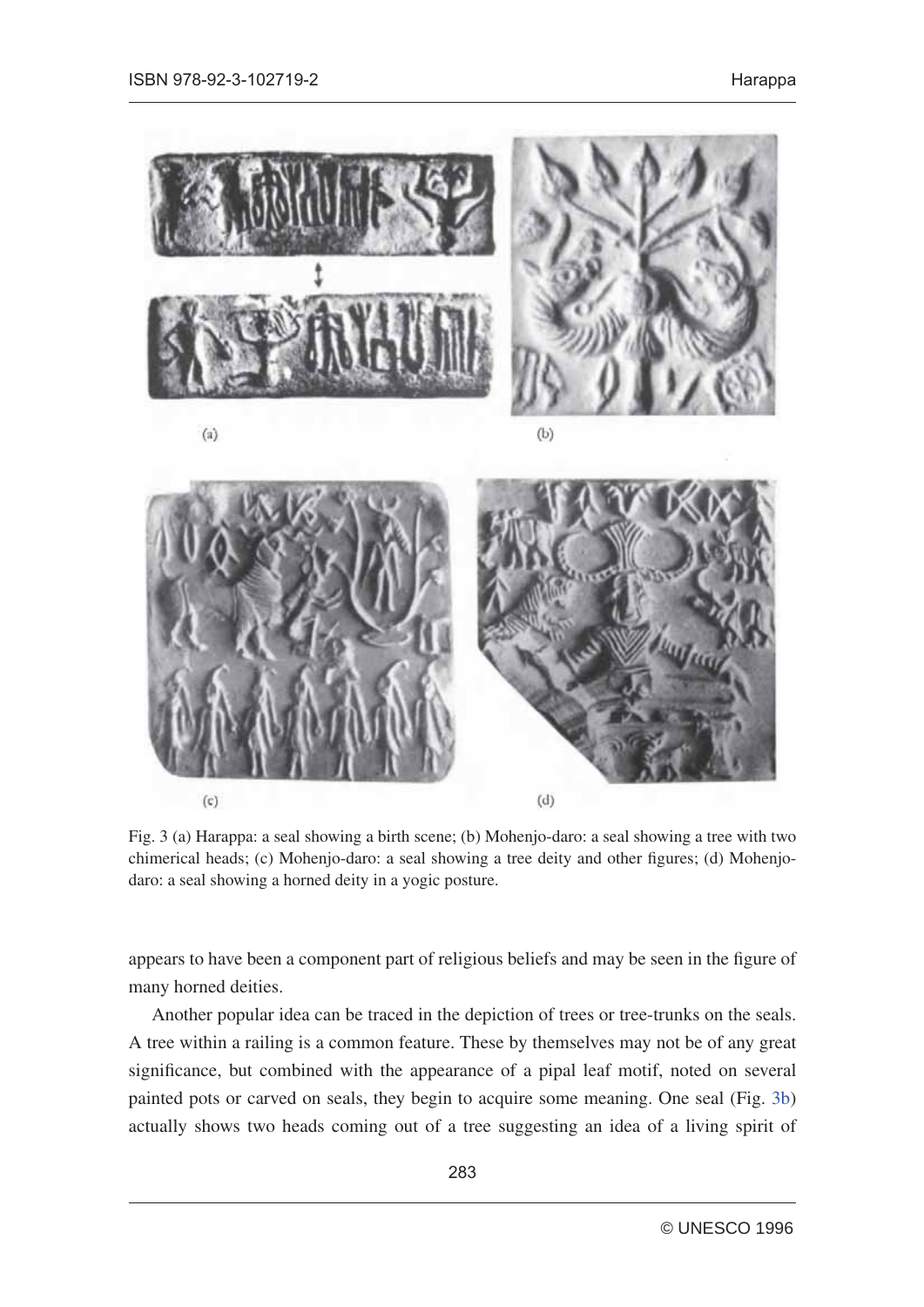Fig. 3 (a) Harappa: a seal showing a birth scene; (b) Mohenjo-daro: a seal showing a tree with two chimerical heads; (c) Mohenjo-daro: a seal showing a tree deity and other figures; (d) Mohenjo-daro: a seal showing a horned deity in a yogic posture.

appears to have been a component part of religious beliefs and may be seen in the figure of many horned deities.

Another popular idea can be traced in the depiction of trees or tree-trunks on the seals. A tree within a railing is a common feature. These by themselves may not be of any great significance, but combined with the appearance of a pipal leaf motif, noted on several painted pots or carved on seals, they begin to acquire some meaning. One seal (Fig. 3b) actually shows two heads coming out of a tree suggesting an idea of a living spirit of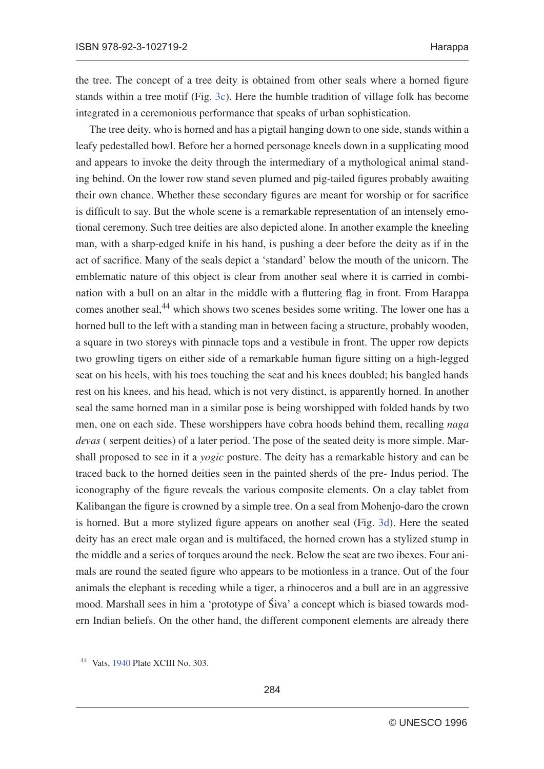the tree. The concept of a tree deity is obtained from other seals where a horned figure stands within a tree motif (Fig. 3c). Here the humble tradition of village folk has become integrated in a ceremonious performance that speaks of urban sophistication.

The tree deity, who is horned and has a pigtail hanging down to one side, stands within a leafy pedestalled bowl. Before her a horned personage kneels down in a supplicating mood and appears to invoke the deity through the intermediary of a mythological animal standing behind. On the lower row stand seven plumed and pig-tailed figures probably awaiting their own chance. Whether these secondary figures are meant for worship or for sacrifice is difficult to say. But the whole scene is a remarkable representation of an intensely emotional ceremony. Such tree deities are also depicted alone. In another example the kneeling man, with a sharp-edged knife in his hand, is pushing a deer before the deity as if in the act of sacrifice. Many of the seals depict a 'standard' below the mouth of the unicorn. The emblematic nature of this object is clear from another seal where it is carried in combination with a bull on an altar in the middle with a fluttering flag in front. From Harappa comes another seal,[44] which shows two scenes besides some writing. The lower one has a horned bull to the left with a standing man in between facing a structure, probably wooden, a square in two storeys with pinnacle tops and a vestibule in front. The upper row depicts two growling tigers on either side of a remarkable human figure sitting on a high-legged seat on his heels, with his toes touching the seat and his knees doubled; his bangled hands rest on his knees, and his head, which is not very distinct, is apparently horned. In another seal the same horned man in a similar pose is being worshipped with folded hands by two men, one on each side. These worshippers have cobra hoods behind them, recalling *naga devas* ( serpent deities) of a later period. The pose of the seated deity is more simple. Marshall proposed to see in it a *yogic* posture. The deity has a remarkable history and can be traced back to the horned deities seen in the painted sherds of the pre- Indus period. The iconography of the figure reveals the various composite elements. On a clay tablet from Kalibangan the figure is crowned by a simple tree. On a seal from Mohenjo-daro the crown is horned. But a more stylized figure appears on another seal (Fig. 3d). Here the seated deity has an erect male organ and is multifaced, the horned crown has a stylized stump in the middle and a series of torques around the neck. Below the seat are two ibexes. Four animals are round the seated figure who appears to be motionless in a trance. Out of the four animals the elephant is receding while a tiger, a rhinoceros and a bull are in an aggressive mood. Marshall sees in him a 'prototype of Śiva' a concept which is biased towards modern Indian beliefs. On the other hand, the different component elements are already there

[44] Vats, 1940 Plate XCIII No. 303.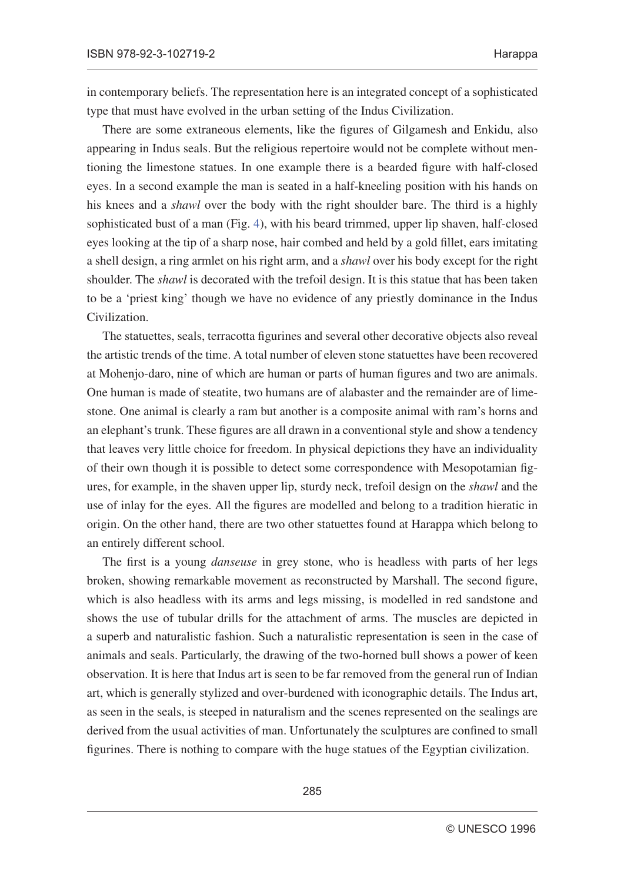in contemporary beliefs. The representation here is an integrated concept of a sophisticated type that must have evolved in the urban setting of the Indus Civilization.

There are some extraneous elements, like the figures of Gilgamesh and Enkidu, also appearing in Indus seals. But the religious repertoire would not be complete without mentioning the limestone statues. In one example there is a bearded figure with half-closed eyes. In a second example the man is seated in a half-kneeling position with his hands on his knees and a *shawl* over the body with the right shoulder bare. The third is a highly sophisticated bust of a man (Fig. 4), with his beard trimmed, upper lip shaven, half-closed eyes looking at the tip of a sharp nose, hair combed and held by a gold fillet, ears imitating a shell design, a ring armlet on his right arm, and a *shawl* over his body except for the right shoulder. The *shawl* is decorated with the trefoil design. It is this statue that has been taken to be a 'priest king' though we have no evidence of any priestly dominance in the Indus Civilization.

The statuettes, seals, terracotta figurines and several other decorative objects also reveal the artistic trends of the time. A total number of eleven stone statuettes have been recovered at Mohenjo-daro, nine of which are human or parts of human figures and two are animals. One human is made of steatite, two humans are of alabaster and the remainder are of limestone. One animal is clearly a ram but another is a composite animal with ram's horns and an elephant's trunk. These figures are all drawn in a conventional style and show a tendency that leaves very little choice for freedom. In physical depictions they have an individuality of their own though it is possible to detect some correspondence with Mesopotamian figures, for example, in the shaven upper lip, sturdy neck, trefoil design on the *shawl* and the use of inlay for the eyes. All the figures are modelled and belong to a tradition hieratic in origin. On the other hand, there are two other statuettes found at Harappa which belong to an entirely different school.

The first is a young *danseuse* in grey stone, who is headless with parts of her legs broken, showing remarkable movement as reconstructed by Marshall. The second figure, which is also headless with its arms and legs missing, is modelled in red sandstone and shows the use of tubular drills for the attachment of arms. The muscles are depicted in a superb and naturalistic fashion. Such a naturalistic representation is seen in the case of animals and seals. Particularly, the drawing of the two-horned bull shows a power of keen observation. It is here that Indus art is seen to be far removed from the general run of Indian art, which is generally stylized and over-burdened with iconographic details. The Indus art, as seen in the seals, is steeped in naturalism and the scenes represented on the sealings are derived from the usual activities of man. Unfortunately the sculptures are confined to small figurines. There is nothing to compare with the huge statues of the Egyptian civilization.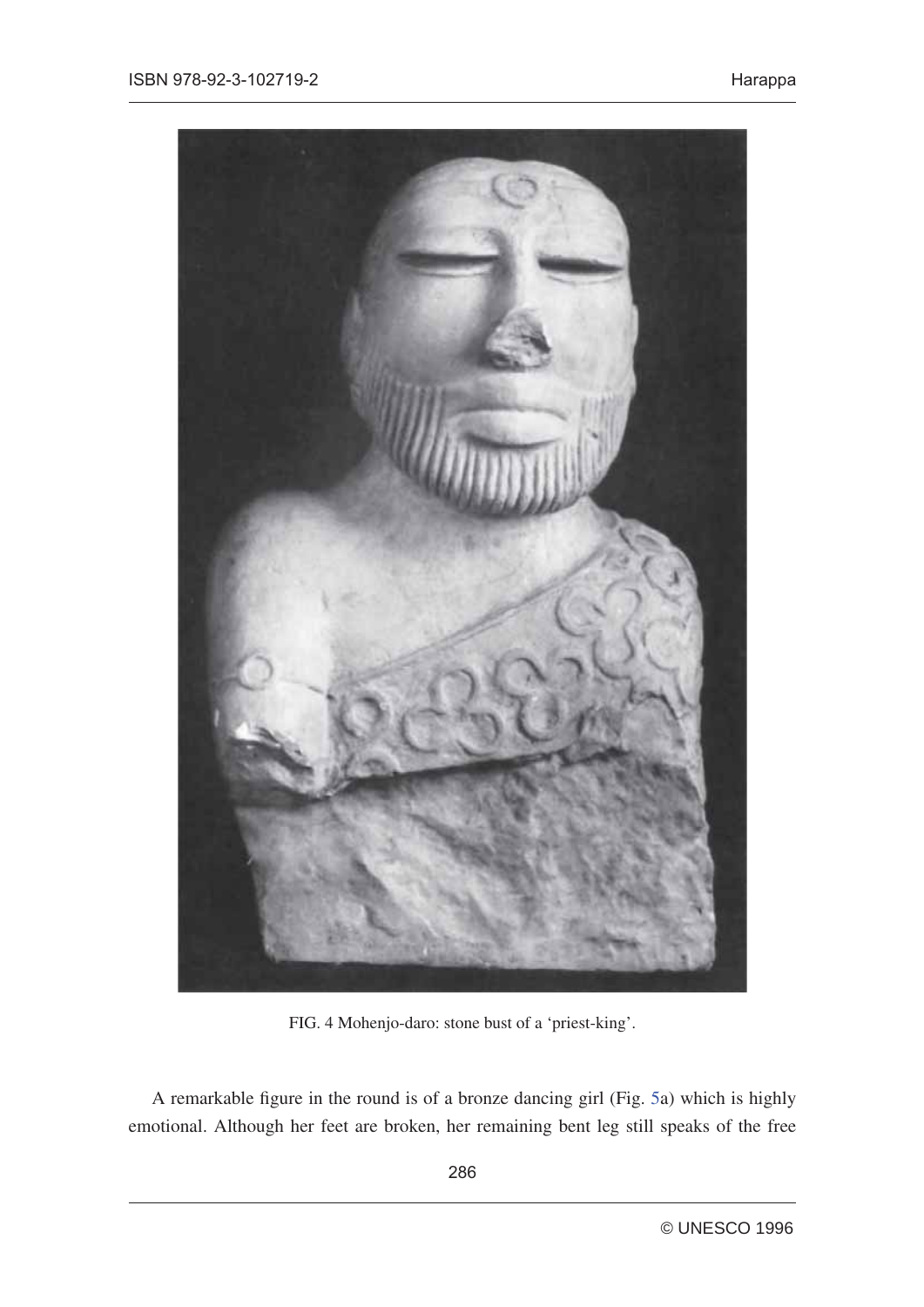FIG. 4 Mohenjo-daro: stone bust of a ‘priest-king’.

A remarkable figure in the round is of a bronze dancing girl (Fig. 5a) which is highly emotional. Although her feet are broken, her remaining bent leg still speaks of the free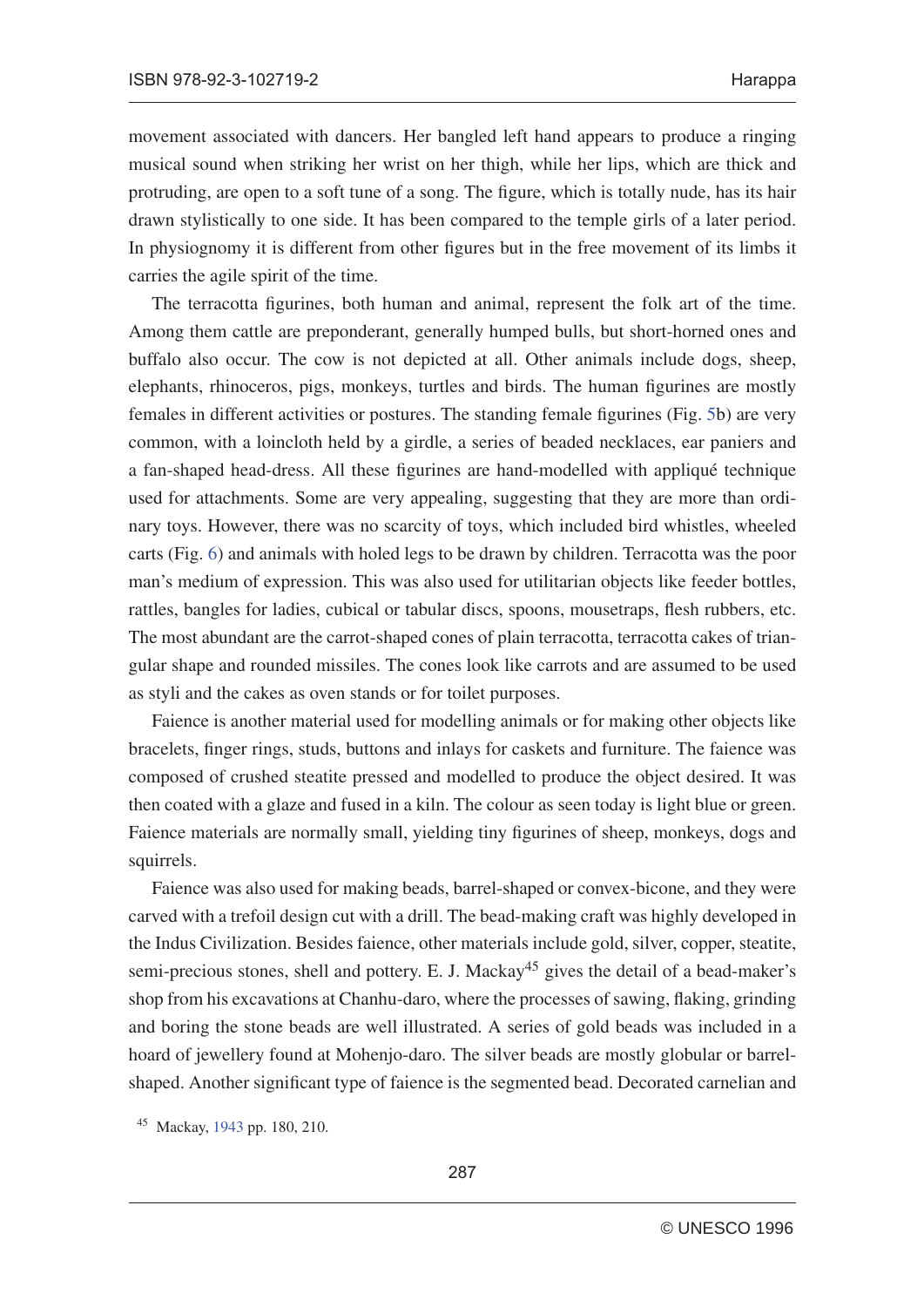movement associated with dancers. Her bangled left hand appears to produce a ringing musical sound when striking her wrist on her thigh, while her lips, which are thick and protruding, are open to a soft tune of a song. The figure, which is totally nude, has its hair drawn stylistically to one side. It has been compared to the temple girls of a later period. In physiognomy it is different from other figures but in the free movement of its limbs it carries the agile spirit of the time.

The terracotta figurines, both human and animal, represent the folk art of the time. Among them cattle are preponderant, generally humped bulls, but short-horned ones and buffalo also occur. The cow is not depicted at all. Other animals include dogs, sheep, elephants, rhinoceros, pigs, monkeys, turtles and birds. The human figurines are mostly females in different activities or postures. The standing female figurines (Fig. 5b) are very common, with a loincloth held by a girdle, a series of beaded necklaces, ear paniers and a fan-shaped head-dress. All these figurines are hand-modelled with appliqué technique used for attachments. Some are very appealing, suggesting that they are more than ordinary toys. However, there was no scarcity of toys, which included bird whistles, wheeled carts (Fig. 6) and animals with holed legs to be drawn by children. Terracotta was the poor man's medium of expression. This was also used for utilitarian objects like feeder bottles, rattles, bangles for ladies, cubical or tabular discs, spoons, mousetraps, flesh rubbers, etc. The most abundant are the carrot-shaped cones of plain terracotta, terracotta cakes of triangular shape and rounded missiles. The cones look like carrots and are assumed to be used as styli and the cakes as oven stands or for toilet purposes.

Faience is another material used for modelling animals or for making other objects like bracelets, finger rings, studs, buttons and inlays for caskets and furniture. The faience was composed of crushed steatite pressed and modelled to produce the object desired. It was then coated with a glaze and fused in a kiln. The colour as seen today is light blue or green. Faience materials are normally small, yielding tiny figurines of sheep, monkeys, dogs and squirrels.

Faience was also used for making beads, barrel-shaped or convex-bicone, and they were carved with a trefoil design cut with a drill. The bead-making craft was highly developed in the Indus Civilization. Besides faience, other materials include gold, silver, copper, steatite, semi-precious stones, shell and pottery. E. J. Mackay[45] gives the detail of a bead-maker's shop from his excavations at Chanhu-daro, where the processes of sawing, flaking, grinding and boring the stone beads are well illustrated. A series of gold beads was included in a hoard of jewellery found at Mohenjo-daro. The silver beads are mostly globular or barrel-shaped. Another significant type of faience is the segmented bead. Decorated carnelian and

[45] Mackay, 1943 pp. 180, 210.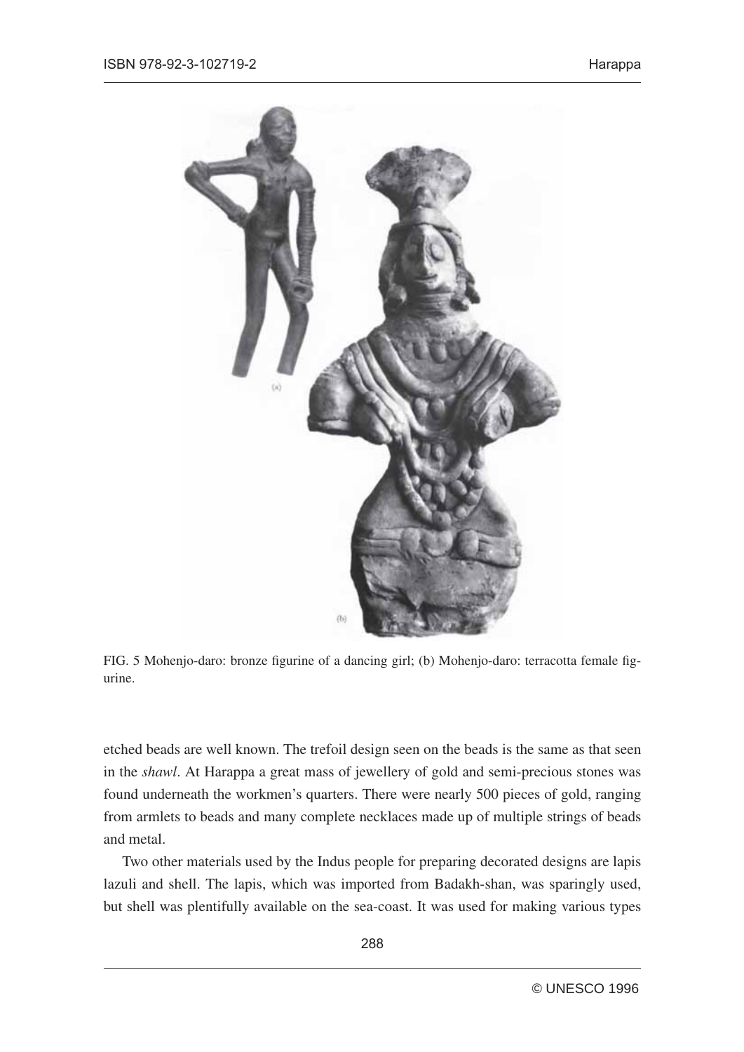FIG. 5 Mohenjo-daro: bronze figurine of a dancing girl; (b) Mohenjo-daro: terracotta female figurine.

etched beads are well known. The trefoil design seen on the beads is the same as that seen in the *shawl*. At Harappa a great mass of jewellery of gold and semi-precious stones was found underneath the workmen's quarters. There were nearly 500 pieces of gold, ranging from armlets to beads and many complete necklaces made up of multiple strings of beads and metal.

Two other materials used by the Indus people for preparing decorated designs are lapis lazuli and shell. The lapis, which was imported from Badakh-shan, was sparingly used, but shell was plentifully available on the sea-coast. It was used for making various types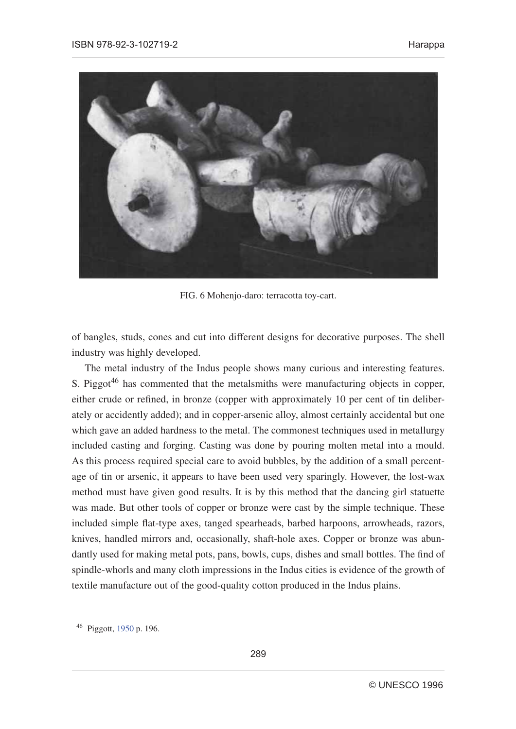FIG. 6 Mohenjo-daro: terracotta toy-cart.

of bangles, studs, cones and cut into different designs for decorative purposes. The shell industry was highly developed.

The metal industry of the Indus people shows many curious and interesting features. S. Piggot[46] has commented that the metalsmiths were manufacturing objects in copper, either crude or refined, in bronze (copper with approximately 10 per cent of tin deliberately or accidently added); and in copper-arsenic alloy, almost certainly accidental but one which gave an added hardness to the metal. The commonest techniques used in metallurgy included casting and forging. Casting was done by pouring molten metal into a mould. As this process required special care to avoid bubbles, by the addition of a small percentage of tin or arsenic, it appears to have been used very sparingly. However, the lost-wax method must have given good results. It is by this method that the dancing girl statuette was made. But other tools of copper or bronze were cast by the simple technique. These included simple flat-type axes, tanged spearheads, barbed harpoons, arrowheads, razors, knives, handled mirrors and, occasionally, shaft-hole axes. Copper or bronze was abundantly used for making metal pots, pans, bowls, cups, dishes and small bottles. The find of spindle-whorls and many cloth impressions in the Indus cities is evidence of the growth of textile manufacture out of the good-quality cotton produced in the Indus plains.

[46] Piggott, 1950 p. 196.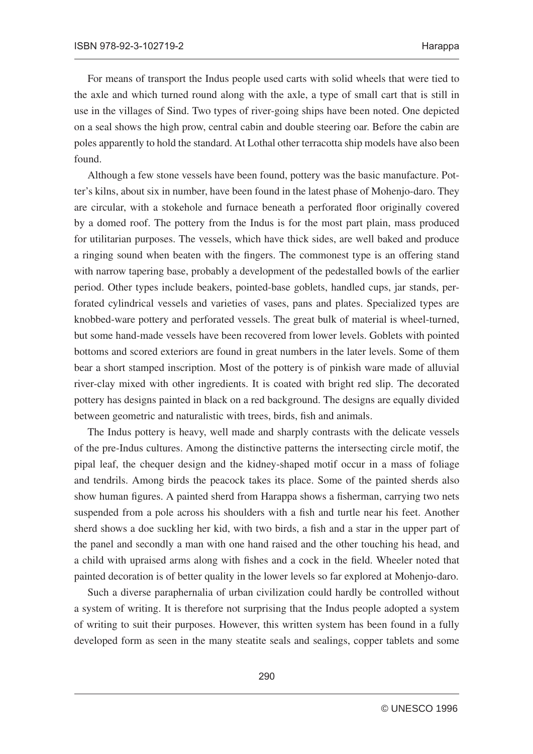For means of transport the Indus people used carts with solid wheels that were tied to the axle and which turned round along with the axle, a type of small cart that is still in use in the villages of Sind. Two types of river-going ships have been noted. One depicted on a seal shows the high prow, central cabin and double steering oar. Before the cabin are poles apparently to hold the standard. At Lothal other terracotta ship models have also been found.

Although a few stone vessels have been found, pottery was the basic manufacture. Potter's kilns, about six in number, have been found in the latest phase of Mohenjo-daro. They are circular, with a stokehole and furnace beneath a perforated floor originally covered by a domed roof. The pottery from the Indus is for the most part plain, mass produced for utilitarian purposes. The vessels, which have thick sides, are well baked and produce a ringing sound when beaten with the fingers. The commonest type is an offering stand with narrow tapering base, probably a development of the pedestalled bowls of the earlier period. Other types include beakers, pointed-base goblets, handled cups, jar stands, perforated cylindrical vessels and varieties of vases, pans and plates. Specialized types are knobbed-ware pottery and perforated vessels. The great bulk of material is wheel-turned, but some hand-made vessels have been recovered from lower levels. Goblets with pointed bottoms and scored exteriors are found in great numbers in the later levels. Some of them bear a short stamped inscription. Most of the pottery is of pinkish ware made of alluvial river-clay mixed with other ingredients. It is coated with bright red slip. The decorated pottery has designs painted in black on a red background. The designs are equally divided between geometric and naturalistic with trees, birds, fish and animals.

The Indus pottery is heavy, well made and sharply contrasts with the delicate vessels of the pre-Indus cultures. Among the distinctive patterns the intersecting circle motif, the pipal leaf, the chequer design and the kidney-shaped motif occur in a mass of foliage and tendrils. Among birds the peacock takes its place. Some of the painted sherds also show human figures. A painted sherd from Harappa shows a fisherman, carrying two nets suspended from a pole across his shoulders with a fish and turtle near his feet. Another sherd shows a doe suckling her kid, with two birds, a fish and a star in the upper part of the panel and secondly a man with one hand raised and the other touching his head, and a child with upraised arms along with fishes and a cock in the field. Wheeler noted that painted decoration is of better quality in the lower levels so far explored at Mohenjo-daro.

Such a diverse paraphernalia of urban civilization could hardly be controlled without a system of writing. It is therefore not surprising that the Indus people adopted a system of writing to suit their purposes. However, this written system has been found in a fully developed form as seen in the many steatite seals and sealings, copper tablets and some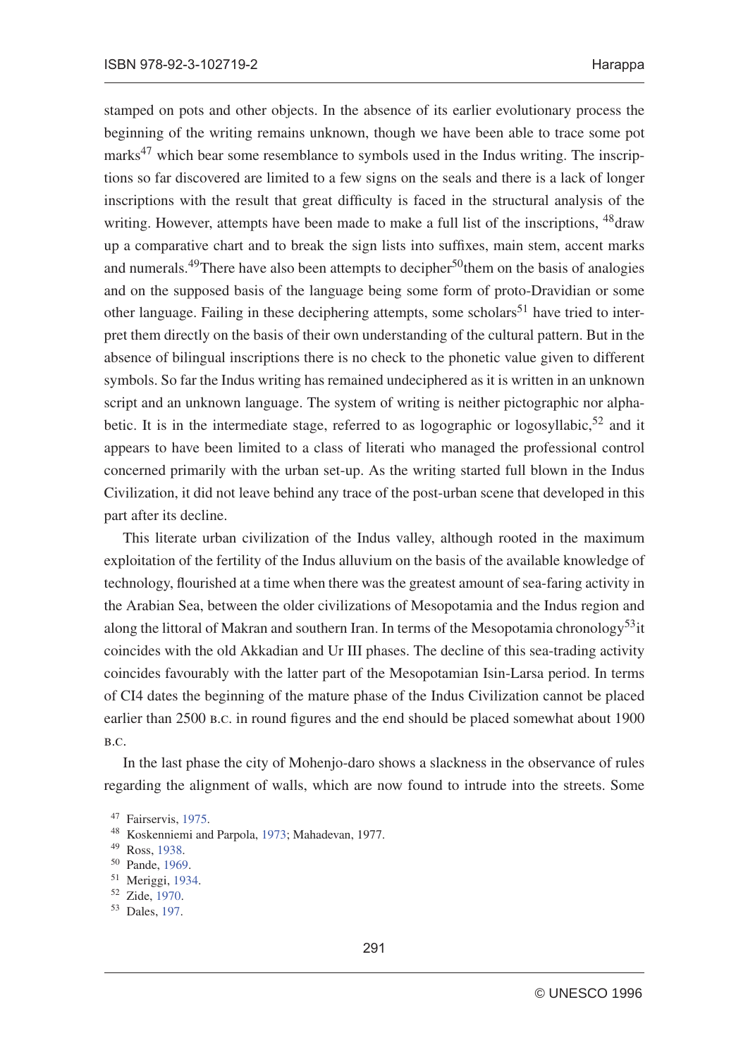stamped on pots and other objects. In the absence of its earlier evolutionary process the beginning of the writing remains unknown, though we have been able to trace some pot marks[47] which bear some resemblance to symbols used in the Indus writing. The inscriptions so far discovered are limited to a few signs on the seals and there is a lack of longer inscriptions with the result that great difficulty is faced in the structural analysis of the writing. However, attempts have been made to make a full list of the inscriptions, [48]draw up a comparative chart and to break the sign lists into suffixes, main stem, accent marks and numerals.[49]There have also been attempts to decipher[50]them on the basis of analogies and on the supposed basis of the language being some form of proto-Dravidian or some other language. Failing in these deciphering attempts, some scholars[51] have tried to interpret them directly on the basis of their own understanding of the cultural pattern. But in the absence of bilingual inscriptions there is no check to the phonetic value given to different symbols. So far the Indus writing has remained undeciphered as it is written in an unknown script and an unknown language. The system of writing is neither pictographic nor alphabetic. It is in the intermediate stage, referred to as logographic or logosyllabic,[52] and it appears to have been limited to a class of literati who managed the professional control concerned primarily with the urban set-up. As the writing started full blown in the Indus Civilization, it did not leave behind any trace of the post-urban scene that developed in this part after its decline.

This literate urban civilization of the Indus valley, although rooted in the maximum exploitation of the fertility of the Indus alluvium on the basis of the available knowledge of technology, flourished at a time when there was the greatest amount of sea-faring activity in the Arabian Sea, between the older civilizations of Mesopotamia and the Indus region and along the littoral of Makran and southern Iran. In terms of the Mesopotamia chronology[53]it coincides with the old Akkadian and Ur III phases. The decline of this sea-trading activity coincides favourably with the latter part of the Mesopotamian Isin-Larsa period. In terms of CI4 dates the beginning of the mature phase of the Indus Civilization cannot be placed earlier than 2500 B.C. in round figures and the end should be placed somewhat about 1900 B.C.

In the last phase the city of Mohenjo-daro shows a slackness in the observance of rules regarding the alignment of walls, which are now found to intrude into the streets. Some

[47] Fairservis, 1975.
[48] Koskenniemi and Parpola, 1973; Mahadevan, 1977.
[49] Ross, 1938.
[50] Pande, 1969.
[51] Meriggi, 1934.
[52] Zide, 1970.
[53] Dales, 197.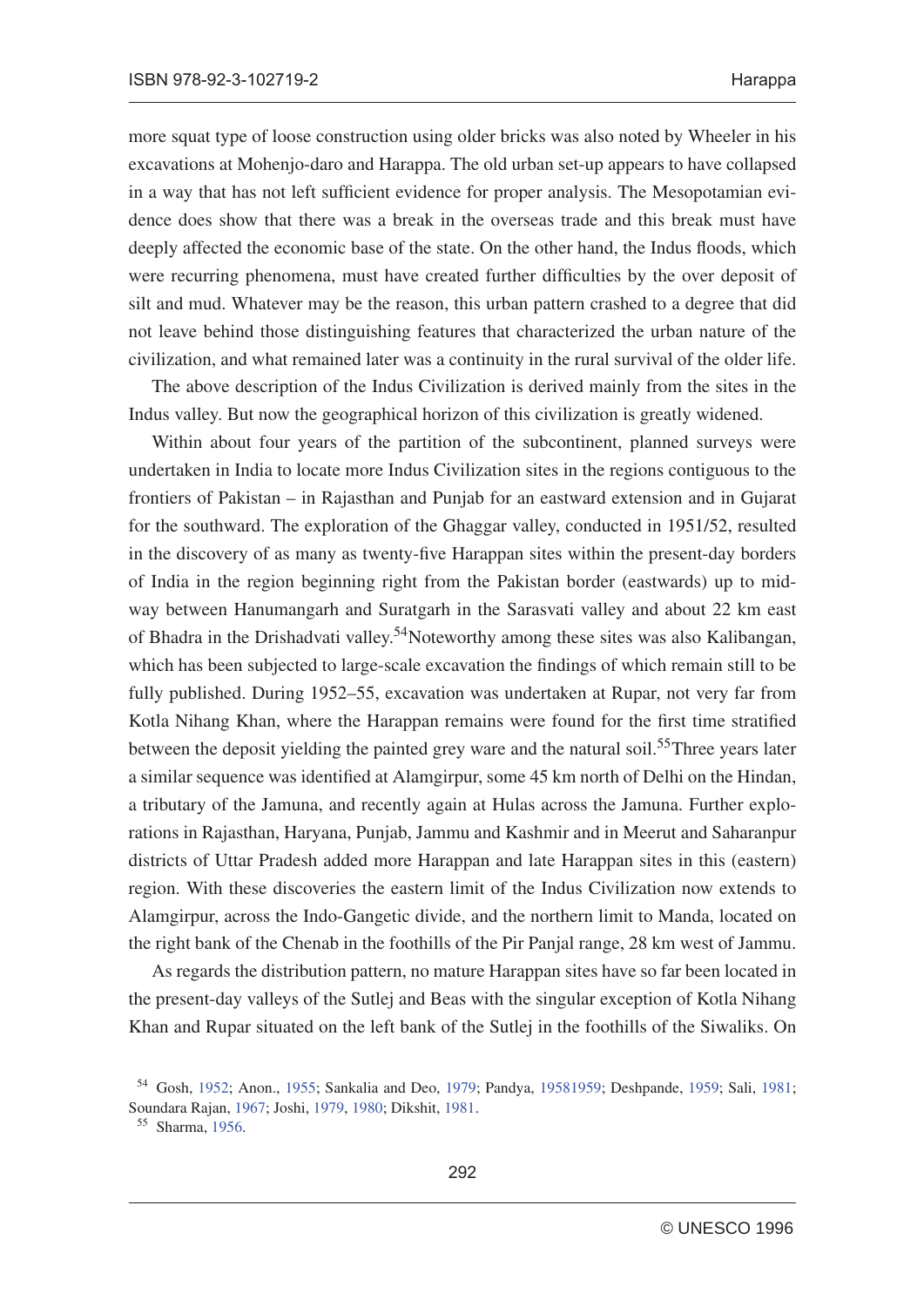more squat type of loose construction using older bricks was also noted by Wheeler in his excavations at Mohenjo-daro and Harappa. The old urban set-up appears to have collapsed in a way that has not left sufficient evidence for proper analysis. The Mesopotamian evidence does show that there was a break in the overseas trade and this break must have deeply affected the economic base of the state. On the other hand, the Indus floods, which were recurring phenomena, must have created further difficulties by the over deposit of silt and mud. Whatever may be the reason, this urban pattern crashed to a degree that did not leave behind those distinguishing features that characterized the urban nature of the civilization, and what remained later was a continuity in the rural survival of the older life.

The above description of the Indus Civilization is derived mainly from the sites in the Indus valley. But now the geographical horizon of this civilization is greatly widened.

Within about four years of the partition of the subcontinent, planned surveys were undertaken in India to locate more Indus Civilization sites in the regions contiguous to the frontiers of Pakistan – in Rajasthan and Punjab for an eastward extension and in Gujarat for the southward. The exploration of the Ghaggar valley, conducted in 1951/52, resulted in the discovery of as many as twenty-five Harappan sites within the present-day borders of India in the region beginning right from the Pakistan border (eastwards) up to midway between Hanumangarh and Suratgarh in the Sarasvati valley and about 22 km east of Bhadra in the Drishadvati valley.[54]Noteworthy among these sites was also Kalibangan, which has been subjected to large-scale excavation the findings of which remain still to be fully published. During 1952–55, excavation was undertaken at Rupar, not very far from Kotla Nihang Khan, where the Harappan remains were found for the first time stratified between the deposit yielding the painted grey ware and the natural soil.[55]Three years later a similar sequence was identified at Alamgirpur, some 45 km north of Delhi on the Hindan, a tributary of the Jamuna, and recently again at Hulas across the Jamuna. Further explorations in Rajasthan, Haryana, Punjab, Jammu and Kashmir and in Meerut and Saharanpur districts of Uttar Pradesh added more Harappan and late Harappan sites in this (eastern) region. With these discoveries the eastern limit of the Indus Civilization now extends to Alamgirpur, across the Indo-Gangetic divide, and the northern limit to Manda, located on the right bank of the Chenab in the foothills of the Pir Panjal range, 28 km west of Jammu.

As regards the distribution pattern, no mature Harappan sites have so far been located in the present-day valleys of the Sutlej and Beas with the singular exception of Kotla Nihang Khan and Rupar situated on the left bank of the Sutlej in the foothills of the Siwaliks. On

[54] Gosh, 1952; Anon., 1955; Sankalia and Deo, 1979; Pandya, 19581959; Deshpande, 1959; Sali, 1981; Soundara Rajan, 1967; Joshi, 1979, 1980; Dikshit, 1981.

[55] Sharma, 1956.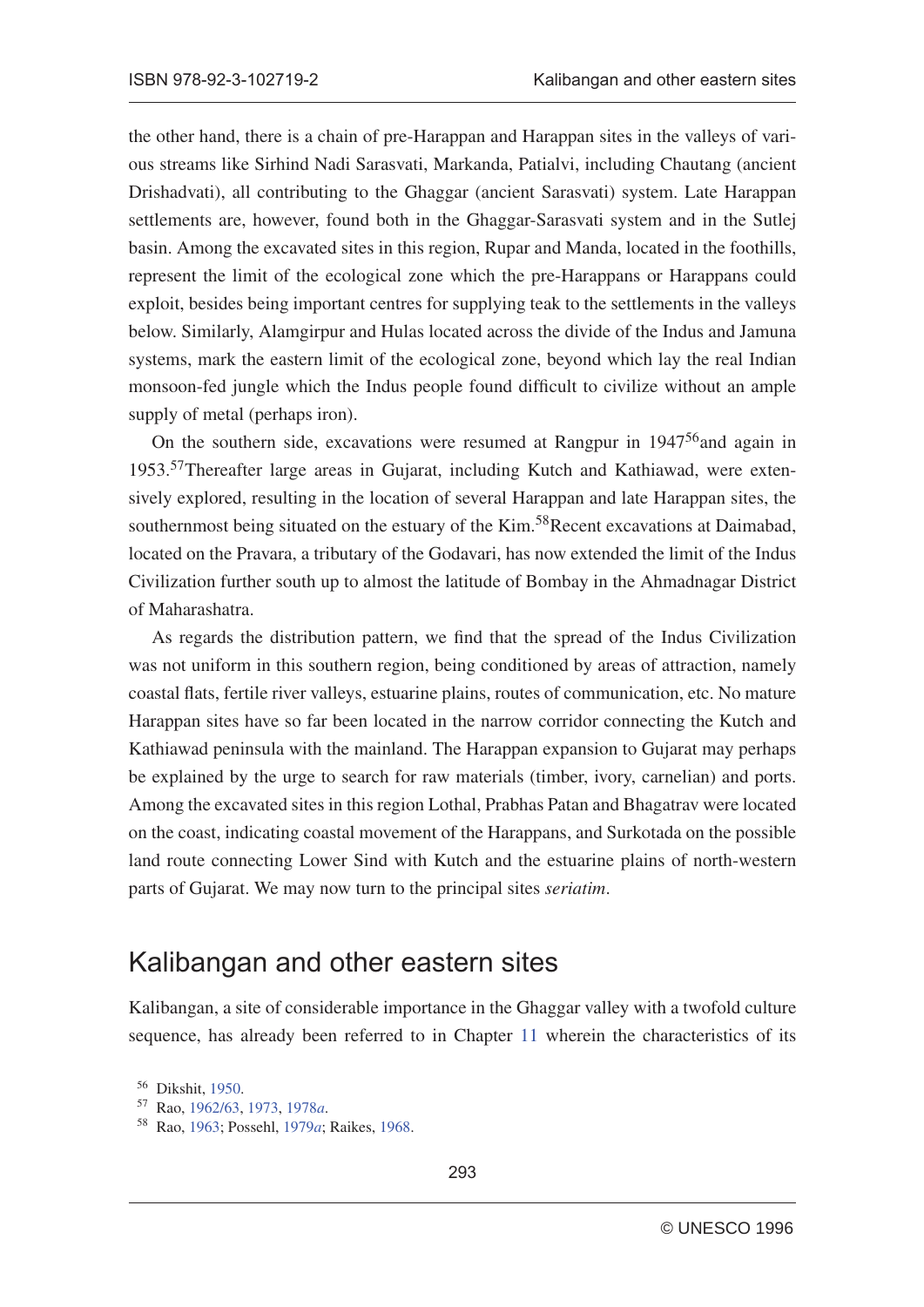the other hand, there is a chain of pre-Harappan and Harappan sites in the valleys of various streams like Sirhind Nadi Sarasvati, Markanda, Patialvi, including Chautang (ancient Drishadvati), all contributing to the Ghaggar (ancient Sarasvati) system. Late Harappan settlements are, however, found both in the Ghaggar-Sarasvati system and in the Sutlej basin. Among the excavated sites in this region, Rupar and Manda, located in the foothills, represent the limit of the ecological zone which the pre-Harappans or Harappans could exploit, besides being important centres for supplying teak to the settlements in the valleys below. Similarly, Alamgirpur and Hulas located across the divide of the Indus and Jamuna systems, mark the eastern limit of the ecological zone, beyond which lay the real Indian monsoon-fed jungle which the Indus people found difficult to civilize without an ample supply of metal (perhaps iron).

On the southern side, excavations were resumed at Rangpur in 1947[56] and again in 1953.[57] Thereafter large areas in Gujarat, including Kutch and Kathiawad, were extensively explored, resulting in the location of several Harappan and late Harappan sites, the southernmost being situated on the estuary of the Kim.[58] Recent excavations at Daimabad, located on the Pravara, a tributary of the Godavari, has now extended the limit of the Indus Civilization further south up to almost the latitude of Bombay in the Ahmadnagar District of Maharashatra.

As regards the distribution pattern, we find that the spread of the Indus Civilization was not uniform in this southern region, being conditioned by areas of attraction, namely coastal flats, fertile river valleys, estuarine plains, routes of communication, etc. No mature Harappan sites have so far been located in the narrow corridor connecting the Kutch and Kathiawad peninsula with the mainland. The Harappan expansion to Gujarat may perhaps be explained by the urge to search for raw materials (timber, ivory, carnelian) and ports. Among the excavated sites in this region Lothal, Prabhas Patan and Bhagatrav were located on the coast, indicating coastal movement of the Harappans, and Surkotada on the possible land route connecting Lower Sind with Kutch and the estuarine plains of north-western parts of Gujarat. We may now turn to the principal sites *seriatim*.

## Kalibangan and other eastern sites

Kalibangan, a site of considerable importance in the Ghaggar valley with a twofold culture sequence, has already been referred to in Chapter 11 wherein the characteristics of its

[56] Dikshit, 1950.

[57] Rao, 1962/63, 1973, 1978*a*.

[58] Rao, 1963; Possehl, 1979*a*; Raikes, 1968.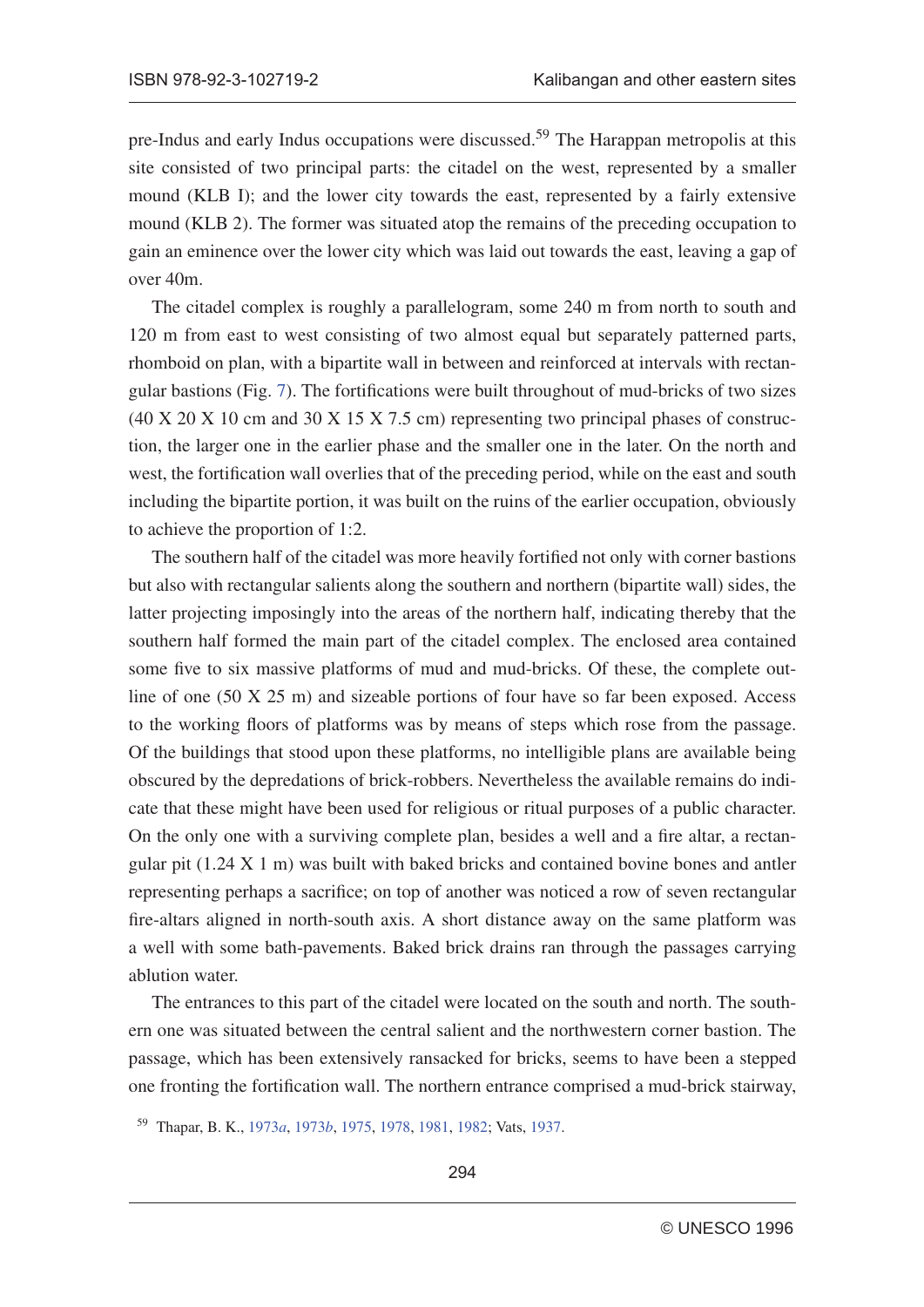pre-Indus and early Indus occupations were discussed.[59] The Harappan metropolis at this site consisted of two principal parts: the citadel on the west, represented by a smaller mound (KLB I); and the lower city towards the east, represented by a fairly extensive mound (KLB 2). The former was situated atop the remains of the preceding occupation to gain an eminence over the lower city which was laid out towards the east, leaving a gap of over 40m.

The citadel complex is roughly a parallelogram, some 240 m from north to south and 120 m from east to west consisting of two almost equal but separately patterned parts, rhomboid on plan, with a bipartite wall in between and reinforced at intervals with rectangular bastions (Fig. 7). The fortifications were built throughout of mud-bricks of two sizes (40 X 20 X 10 cm and 30 X 15 X 7.5 cm) representing two principal phases of construction, the larger one in the earlier phase and the smaller one in the later. On the north and west, the fortification wall overlies that of the preceding period, while on the east and south including the bipartite portion, it was built on the ruins of the earlier occupation, obviously to achieve the proportion of 1:2.

The southern half of the citadel was more heavily fortified not only with corner bastions but also with rectangular salients along the southern and northern (bipartite wall) sides, the latter projecting imposingly into the areas of the northern half, indicating thereby that the southern half formed the main part of the citadel complex. The enclosed area contained some five to six massive platforms of mud and mud-bricks. Of these, the complete outline of one (50 X 25 m) and sizeable portions of four have so far been exposed. Access to the working floors of platforms was by means of steps which rose from the passage. Of the buildings that stood upon these platforms, no intelligible plans are available being obscured by the depredations of brick-robbers. Nevertheless the available remains do indicate that these might have been used for religious or ritual purposes of a public character. On the only one with a surviving complete plan, besides a well and a fire altar, a rectangular pit (1.24 X 1 m) was built with baked bricks and contained bovine bones and antler representing perhaps a sacrifice; on top of another was noticed a row of seven rectangular fire-altars aligned in north-south axis. A short distance away on the same platform was a well with some bath-pavements. Baked brick drains ran through the passages carrying ablution water.

The entrances to this part of the citadel were located on the south and north. The southern one was situated between the central salient and the northwestern corner bastion. The passage, which has been extensively ransacked for bricks, seems to have been a stepped one fronting the fortification wall. The northern entrance comprised a mud-brick stairway,

[59] Thapar, B. K., 1973*a*, 1973*b*, 1975, 1978, 1981, 1982; Vats, 1937.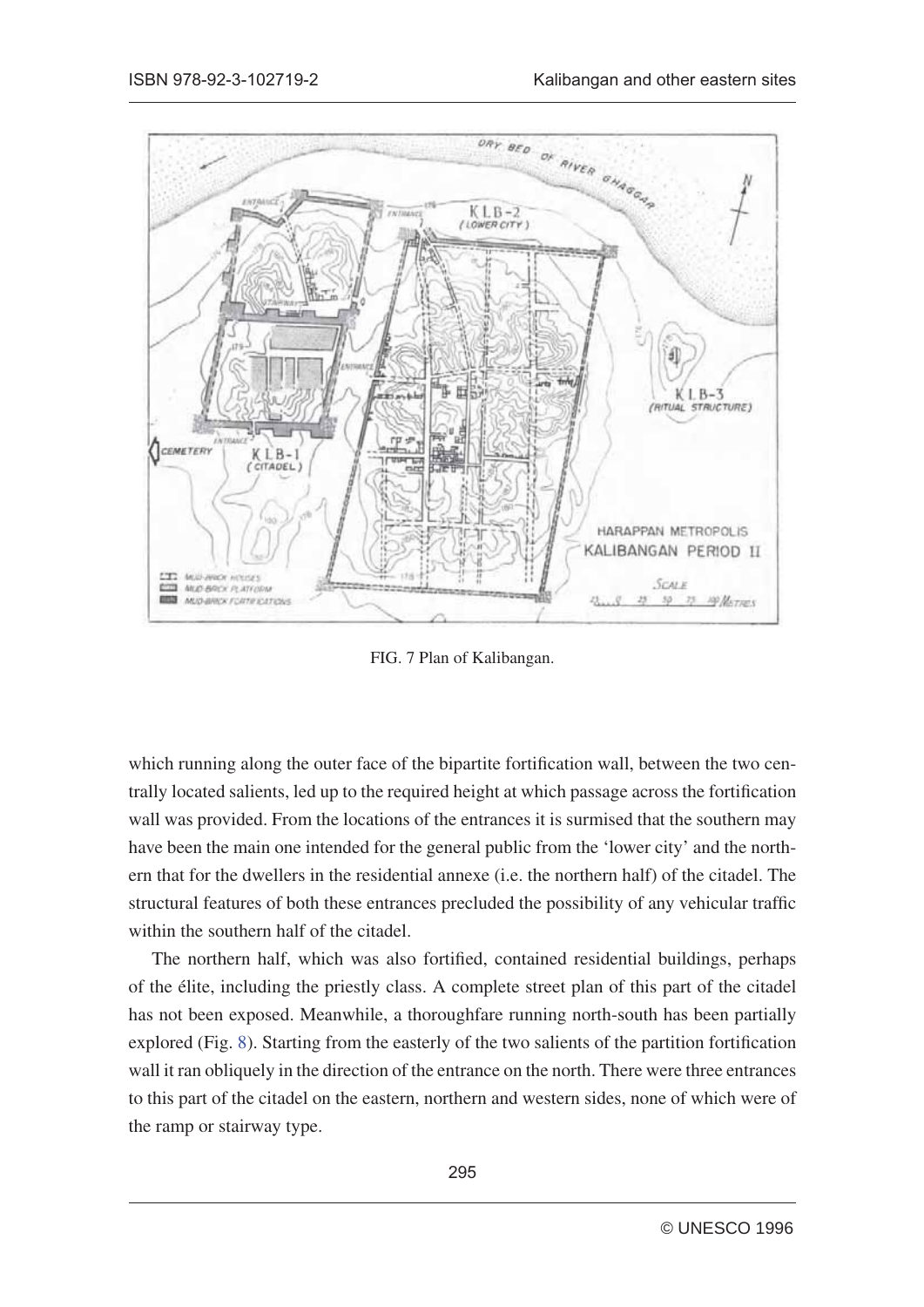FIG. 7 Plan of Kalibangan.

which running along the outer face of the bipartite fortification wall, between the two centrally located salients, led up to the required height at which passage across the fortification wall was provided. From the locations of the entrances it is surmised that the southern may have been the main one intended for the general public from the 'lower city' and the northern that for the dwellers in the residential annexe (i.e. the northern half) of the citadel. The structural features of both these entrances precluded the possibility of any vehicular traffic within the southern half of the citadel.

The northern half, which was also fortified, contained residential buildings, perhaps of the élite, including the priestly class. A complete street plan of this part of the citadel has not been exposed. Meanwhile, a thoroughfare running north-south has been partially explored (Fig. 8). Starting from the easterly of the two salients of the partition fortification wall it ran obliquely in the direction of the entrance on the north. There were three entrances to this part of the citadel on the eastern, northern and western sides, none of which were of the ramp or stairway type.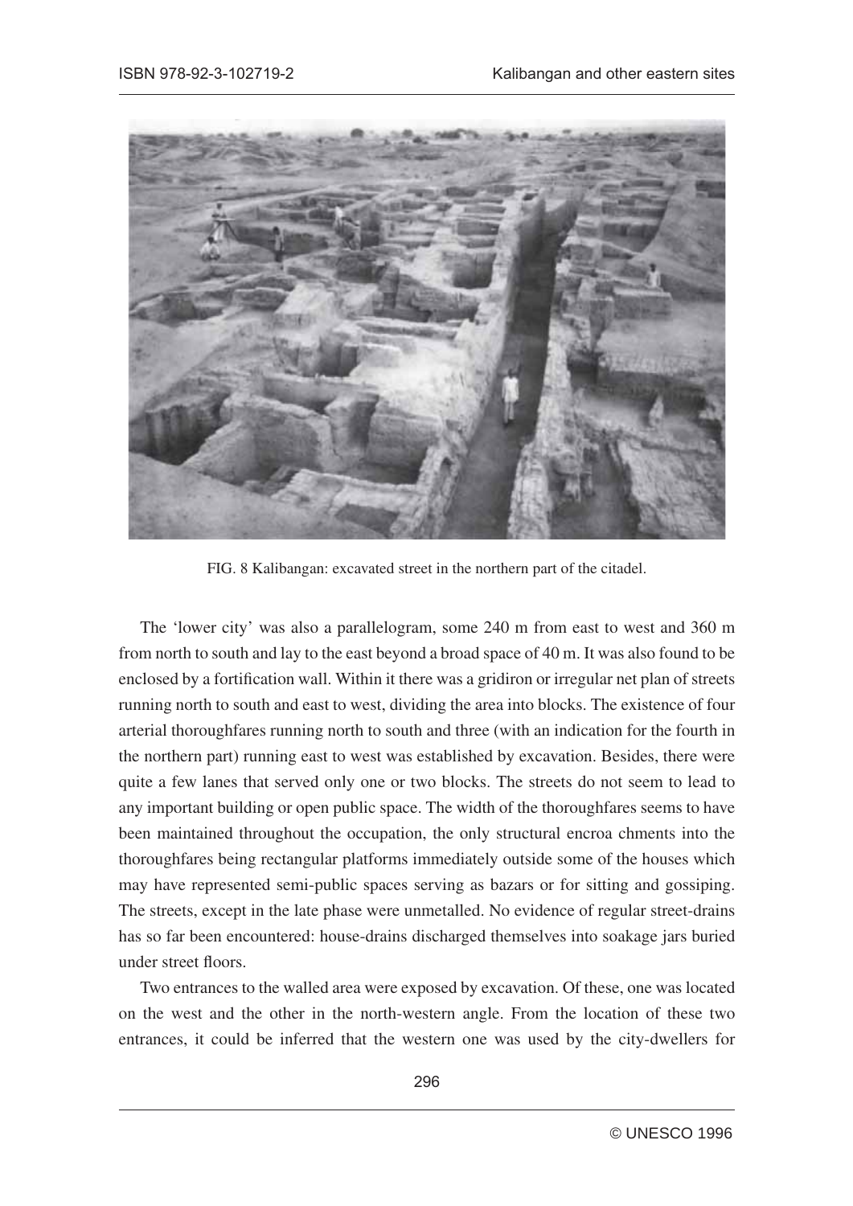FIG. 8 Kalibangan: excavated street in the northern part of the citadel.

The 'lower city' was also a parallelogram, some 240 m from east to west and 360 m from north to south and lay to the east beyond a broad space of 40 m. It was also found to be enclosed by a fortification wall. Within it there was a gridiron or irregular net plan of streets running north to south and east to west, dividing the area into blocks. The existence of four arterial thoroughfares running north to south and three (with an indication for the fourth in the northern part) running east to west was established by excavation. Besides, there were quite a few lanes that served only one or two blocks. The streets do not seem to lead to any important building or open public space. The width of the thoroughfares seems to have been maintained throughout the occupation, the only structural encroa chments into the thoroughfares being rectangular platforms immediately outside some of the houses which may have represented semi-public spaces serving as bazars or for sitting and gossiping. The streets, except in the late phase were unmetalled. No evidence of regular street-drains has so far been encountered: house-drains discharged themselves into soakage jars buried under street floors.

Two entrances to the walled area were exposed by excavation. Of these, one was located on the west and the other in the north-western angle. From the location of these two entrances, it could be inferred that the western one was used by the city-dwellers for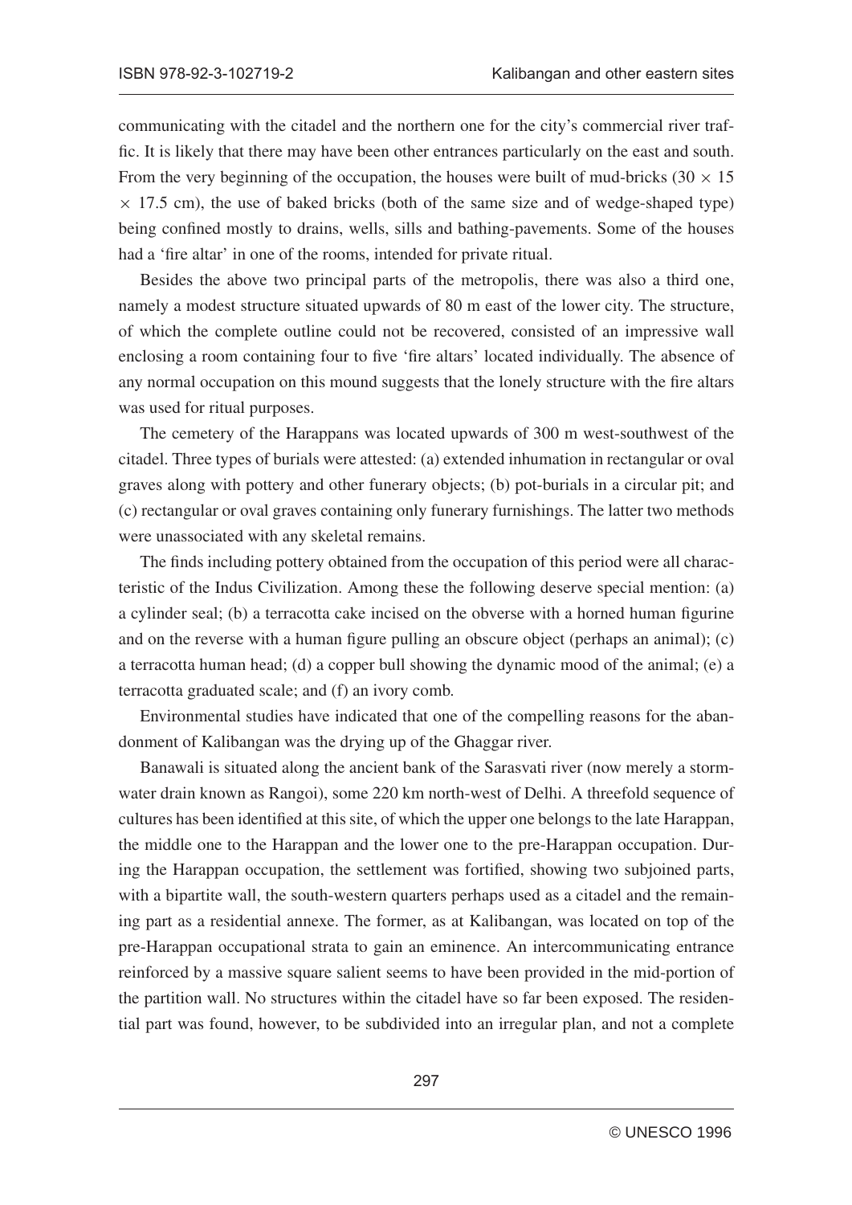communicating with the citadel and the northern one for the city's commercial river traffic. It is likely that there may have been other entrances particularly on the east and south. From the very beginning of the occupation, the houses were built of mud-bricks ($30 \times 15 \times 17.5$ cm), the use of baked bricks (both of the same size and of wedge-shaped type) being confined mostly to drains, wells, sills and bathing-pavements. Some of the houses had a 'fire altar' in one of the rooms, intended for private ritual.

Besides the above two principal parts of the metropolis, there was also a third one, namely a modest structure situated upwards of 80 m east of the lower city. The structure, of which the complete outline could not be recovered, consisted of an impressive wall enclosing a room containing four to five 'fire altars' located individually. The absence of any normal occupation on this mound suggests that the lonely structure with the fire altars was used for ritual purposes.

The cemetery of the Harappans was located upwards of 300 m west-southwest of the citadel. Three types of burials were attested: (a) extended inhumation in rectangular or oval graves along with pottery and other funerary objects; (b) pot-burials in a circular pit; and (c) rectangular or oval graves containing only funerary furnishings. The latter two methods were unassociated with any skeletal remains.

The finds including pottery obtained from the occupation of this period were all characteristic of the Indus Civilization. Among these the following deserve special mention: (a) a cylinder seal; (b) a terracotta cake incised on the obverse with a horned human figurine and on the reverse with a human figure pulling an obscure object (perhaps an animal); (c) a terracotta human head; (d) a copper bull showing the dynamic mood of the animal; (e) a terracotta graduated scale; and (f) an ivory comb.

Environmental studies have indicated that one of the compelling reasons for the abandonment of Kalibangan was the drying up of the Ghaggar river.

Banawali is situated along the ancient bank of the Sarasvati river (now merely a stormwater drain known as Rangoi), some 220 km north-west of Delhi. A threefold sequence of cultures has been identified at this site, of which the upper one belongs to the late Harappan, the middle one to the Harappan and the lower one to the pre-Harappan occupation. During the Harappan occupation, the settlement was fortified, showing two subjoined parts, with a bipartite wall, the south-western quarters perhaps used as a citadel and the remaining part as a residential annexe. The former, as at Kalibangan, was located on top of the pre-Harappan occupational strata to gain an eminence. An intercommunicating entrance reinforced by a massive square salient seems to have been provided in the mid-portion of the partition wall. No structures within the citadel have so far been exposed. The residential part was found, however, to be subdivided into an irregular plan, and not a complete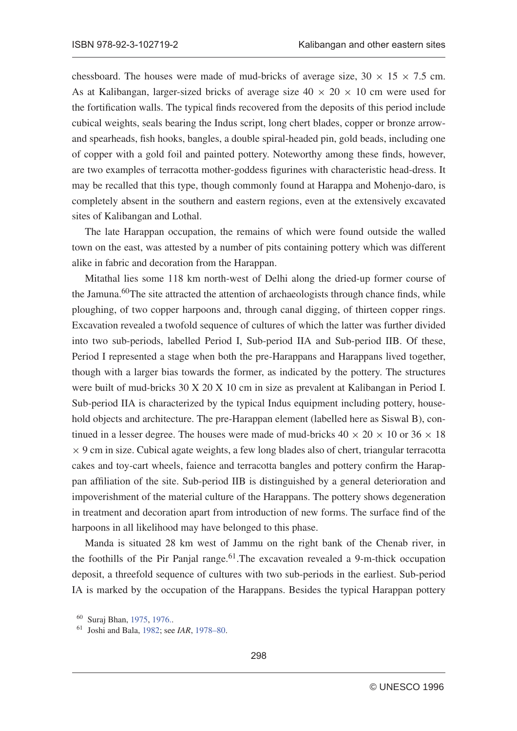chessboard. The houses were made of mud-bricks of average size, 30 × 15 × 7.5 cm. As at Kalibangan, larger-sized bricks of average size 40 × 20 × 10 cm were used for the fortification walls. The typical finds recovered from the deposits of this period include cubical weights, seals bearing the Indus script, long chert blades, copper or bronze arrow- and spearheads, fish hooks, bangles, a double spiral-headed pin, gold beads, including one of copper with a gold foil and painted pottery. Noteworthy among these finds, however, are two examples of terracotta mother-goddess figurines with characteristic head-dress. It may be recalled that this type, though commonly found at Harappa and Mohenjo-daro, is completely absent in the southern and eastern regions, even at the extensively excavated sites of Kalibangan and Lothal.

The late Harappan occupation, the remains of which were found outside the walled town on the east, was attested by a number of pits containing pottery which was different alike in fabric and decoration from the Harappan.

Mitathal lies some 118 km north-west of Delhi along the dried-up former course of the Jamuna.[60]The site attracted the attention of archaeologists through chance finds, while ploughing, of two copper harpoons and, through canal digging, of thirteen copper rings. Excavation revealed a twofold sequence of cultures of which the latter was further divided into two sub-periods, labelled Period I, Sub-period IIA and Sub-period IIB. Of these, Period I represented a stage when both the pre-Harappans and Harappans lived together, though with a larger bias towards the former, as indicated by the pottery. The structures were built of mud-bricks 30 X 20 X 10 cm in size as prevalent at Kalibangan in Period I. Sub-period IIA is characterized by the typical Indus equipment including pottery, household objects and architecture. The pre-Harappan element (labelled here as Siswal B), continued in a lesser degree. The houses were made of mud-bricks 40 × 20 × 10 or 36 × 18 × 9 cm in size. Cubical agate weights, a few long blades also of chert, triangular terracotta cakes and toy-cart wheels, faience and terracotta bangles and pottery confirm the Harappan affiliation of the site. Sub-period IIB is distinguished by a general deterioration and impoverishment of the material culture of the Harappans. The pottery shows degeneration in treatment and decoration apart from introduction of new forms. The surface find of the harpoons in all likelihood may have belonged to this phase.

Manda is situated 28 km west of Jammu on the right bank of the Chenab river, in the foothills of the Pir Panjal range.[61].The excavation revealed a 9-m-thick occupation deposit, a threefold sequence of cultures with two sub-periods in the earliest. Sub-period IA is marked by the occupation of the Harappans. Besides the typical Harappan pottery

[60] Suraj Bhan, 1975, 1976..

[61] Joshi and Bala, 1982; see *IAR*, 1978–80.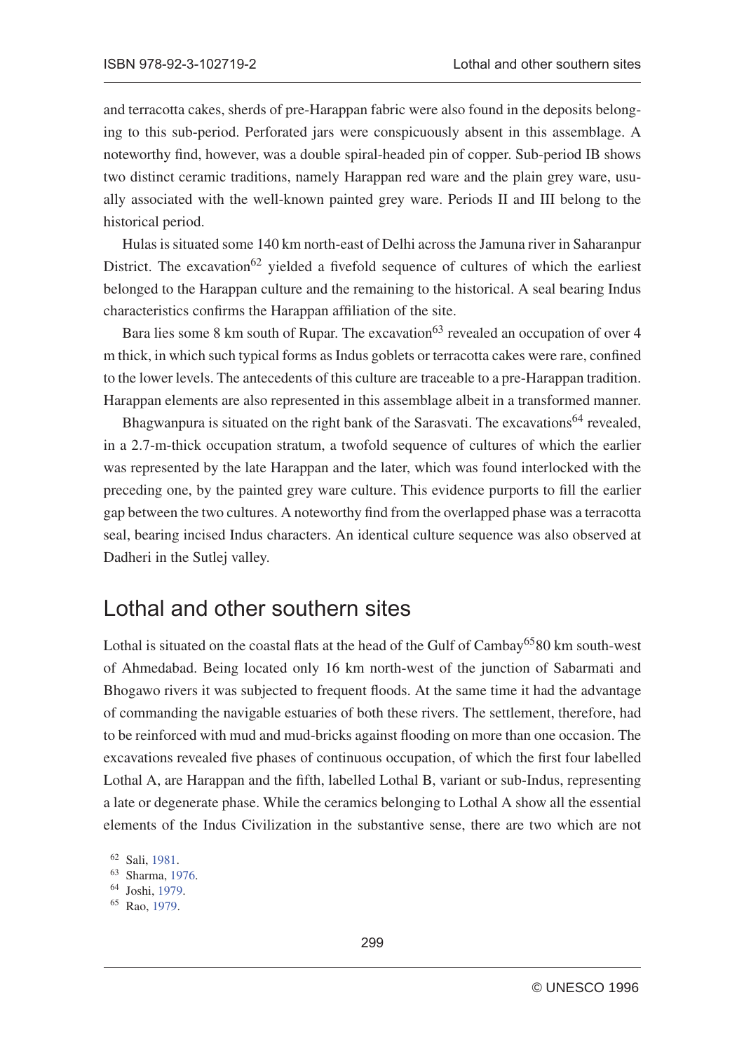and terracotta cakes, sherds of pre-Harappan fabric were also found in the deposits belonging to this sub-period. Perforated jars were conspicuously absent in this assemblage. A noteworthy find, however, was a double spiral-headed pin of copper. Sub-period IB shows two distinct ceramic traditions, namely Harappan red ware and the plain grey ware, usually associated with the well-known painted grey ware. Periods II and III belong to the historical period.

Hulas is situated some 140 km north-east of Delhi across the Jamuna river in Saharanpur District. The excavation[62] yielded a fivefold sequence of cultures of which the earliest belonged to the Harappan culture and the remaining to the historical. A seal bearing Indus characteristics confirms the Harappan affiliation of the site.

Bara lies some 8 km south of Rupar. The excavation[63] revealed an occupation of over 4 m thick, in which such typical forms as Indus goblets or terracotta cakes were rare, confined to the lower levels. The antecedents of this culture are traceable to a pre-Harappan tradition. Harappan elements are also represented in this assemblage albeit in a transformed manner.

Bhagwanpura is situated on the right bank of the Sarasvati. The excavations[64] revealed, in a 2.7-m-thick occupation stratum, a twofold sequence of cultures of which the earlier was represented by the late Harappan and the later, which was found interlocked with the preceding one, by the painted grey ware culture. This evidence purports to fill the earlier gap between the two cultures. A noteworthy find from the overlapped phase was a terracotta seal, bearing incised Indus characters. An identical culture sequence was also observed at Dadheri in the Sutlej valley.

## Lothal and other southern sites

Lothal is situated on the coastal flats at the head of the Gulf of Cambay[65] 80 km south-west of Ahmedabad. Being located only 16 km north-west of the junction of Sabarmati and Bhogawo rivers it was subjected to frequent floods. At the same time it had the advantage of commanding the navigable estuaries of both these rivers. The settlement, therefore, had to be reinforced with mud and mud-bricks against flooding on more than one occasion. The excavations revealed five phases of continuous occupation, of which the first four labelled Lothal A, are Harappan and the fifth, labelled Lothal B, variant or sub-Indus, representing a late or degenerate phase. While the ceramics belonging to Lothal A show all the essential elements of the Indus Civilization in the substantive sense, there are two which are not

[62] Sali, 1981.
[63] Sharma, 1976.
[64] Joshi, 1979.
[65] Rao, 1979.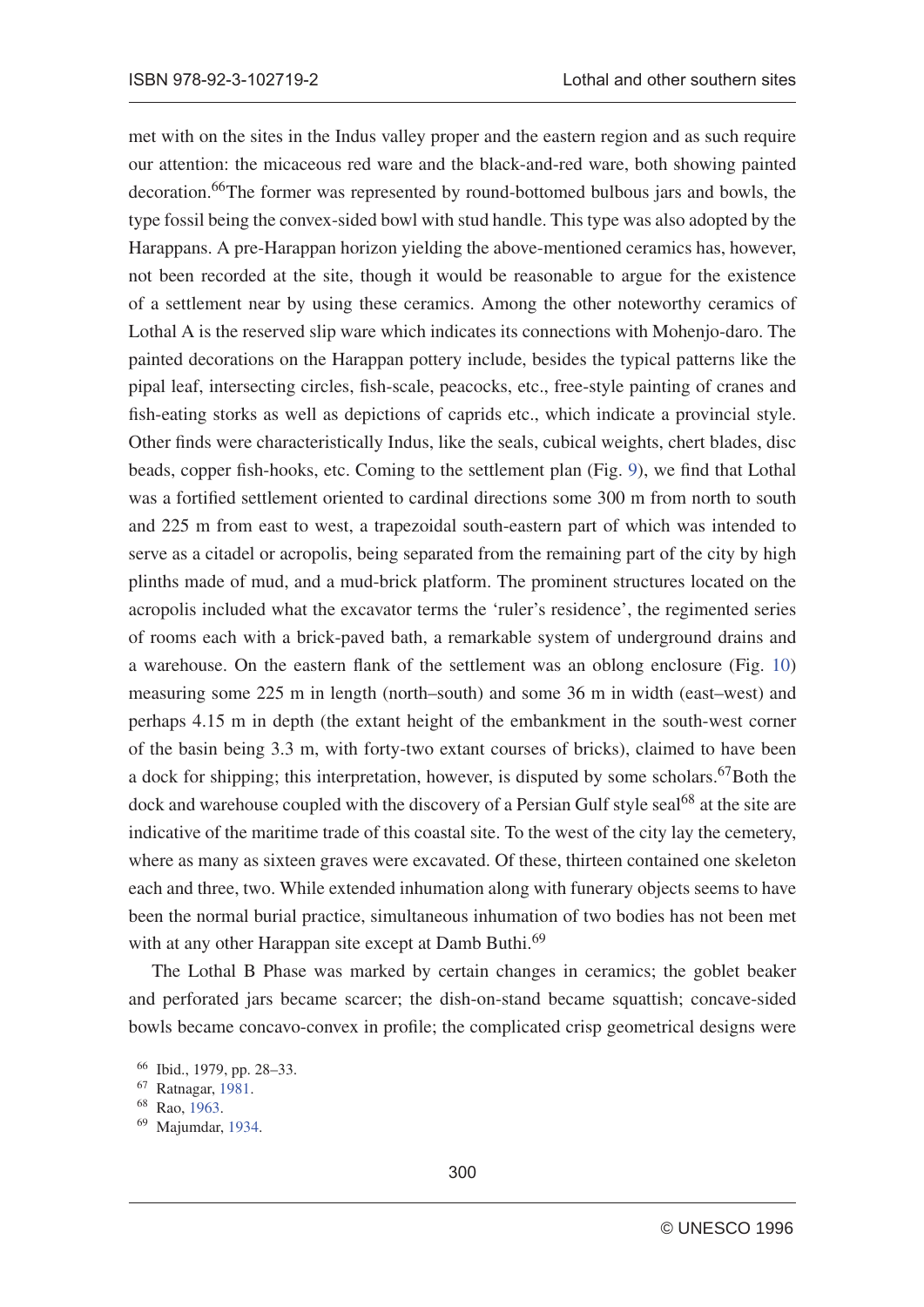met with on the sites in the Indus valley proper and the eastern region and as such require our attention: the micaceous red ware and the black-and-red ware, both showing painted decoration.[66]The former was represented by round-bottomed bulbous jars and bowls, the type fossil being the convex-sided bowl with stud handle. This type was also adopted by the Harappans. A pre-Harappan horizon yielding the above-mentioned ceramics has, however, not been recorded at the site, though it would be reasonable to argue for the existence of a settlement near by using these ceramics. Among the other noteworthy ceramics of Lothal A is the reserved slip ware which indicates its connections with Mohenjo-daro. The painted decorations on the Harappan pottery include, besides the typical patterns like the pipal leaf, intersecting circles, fish-scale, peacocks, etc., free-style painting of cranes and fish-eating storks as well as depictions of caprids etc., which indicate a provincial style. Other finds were characteristically Indus, like the seals, cubical weights, chert blades, disc beads, copper fish-hooks, etc. Coming to the settlement plan (Fig. 9), we find that Lothal was a fortified settlement oriented to cardinal directions some 300 m from north to south and 225 m from east to west, a trapezoidal south-eastern part of which was intended to serve as a citadel or acropolis, being separated from the remaining part of the city by high plinths made of mud, and a mud-brick platform. The prominent structures located on the acropolis included what the excavator terms the 'ruler's residence', the regimented series of rooms each with a brick-paved bath, a remarkable system of underground drains and a warehouse. On the eastern flank of the settlement was an oblong enclosure (Fig. 10) measuring some 225 m in length (north–south) and some 36 m in width (east–west) and perhaps 4.15 m in depth (the extant height of the embankment in the south-west corner of the basin being 3.3 m, with forty-two extant courses of bricks), claimed to have been a dock for shipping; this interpretation, however, is disputed by some scholars.[67]Both the dock and warehouse coupled with the discovery of a Persian Gulf style seal[68] at the site are indicative of the maritime trade of this coastal site. To the west of the city lay the cemetery, where as many as sixteen graves were excavated. Of these, thirteen contained one skeleton each and three, two. While extended inhumation along with funerary objects seems to have been the normal burial practice, simultaneous inhumation of two bodies has not been met with at any other Harappan site except at Damb Buthi.[69]

The Lothal B Phase was marked by certain changes in ceramics; the goblet beaker and perforated jars became scarcer; the dish-on-stand became squattish; concave-sided bowls became concavo-convex in profile; the complicated crisp geometrical designs were

[66] Ibid., 1979, pp. 28–33.
[67] Ratnagar, 1981.
[68] Rao, 1963.
[69] Majumdar, 1934.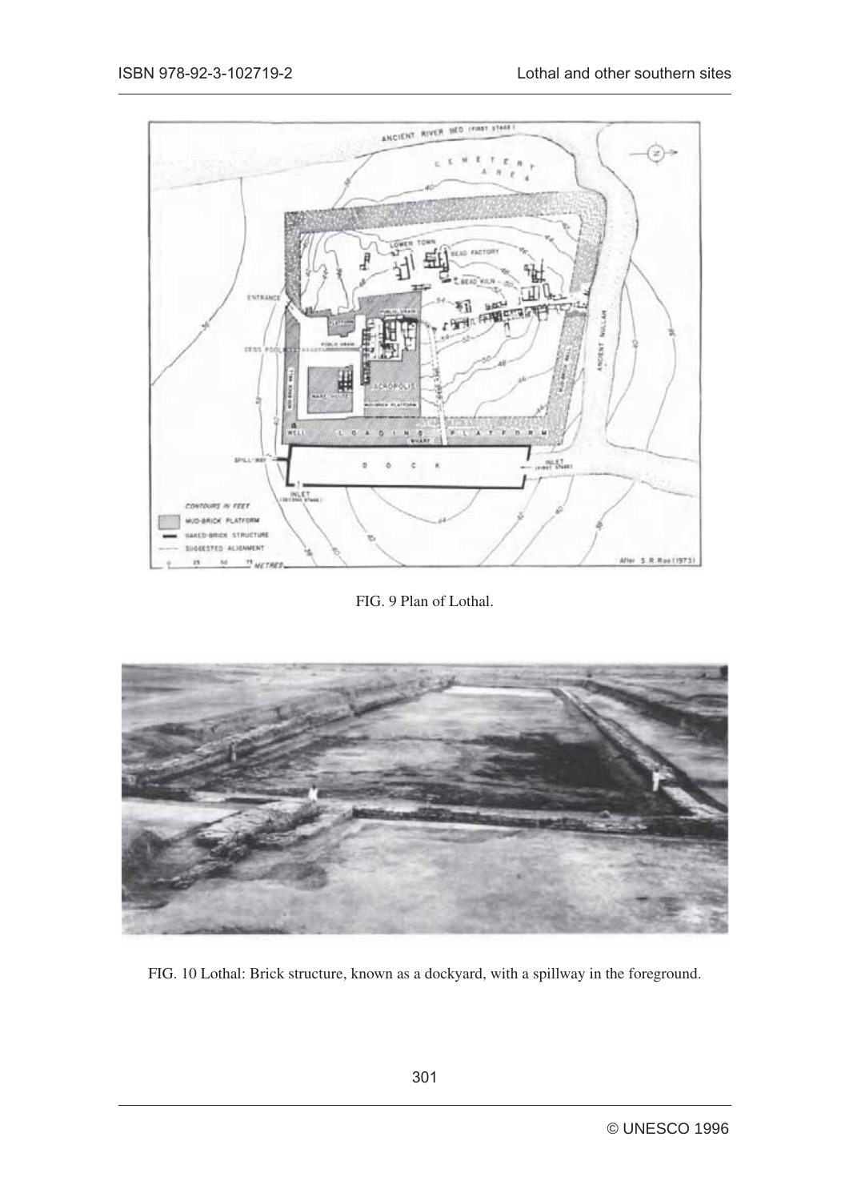FIG. 9 Plan of Lothal.

FIG. 10 Lothal: Brick structure, known as a dockyard, with a spillway in the foreground.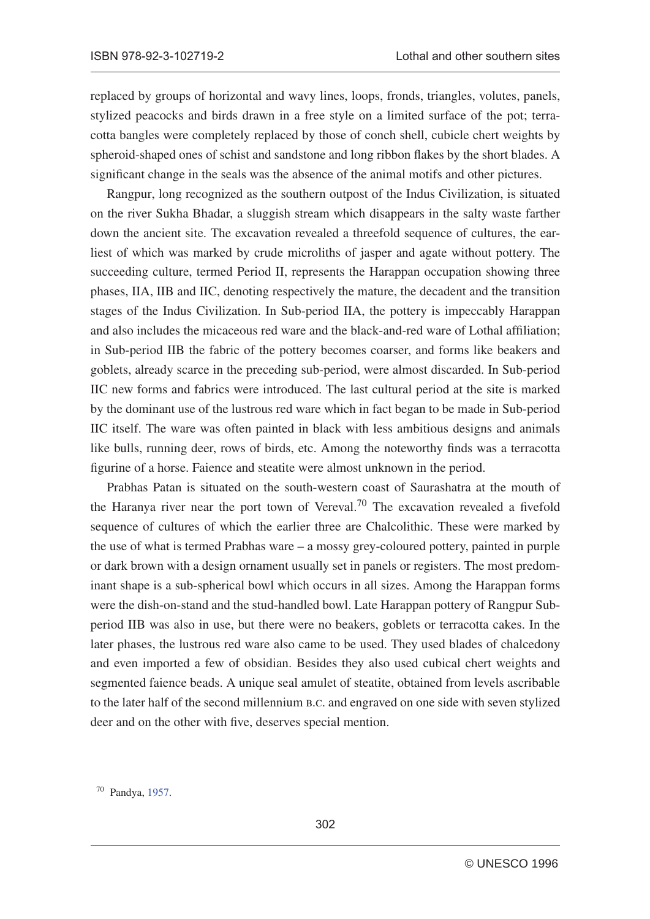replaced by groups of horizontal and wavy lines, loops, fronds, triangles, volutes, panels, stylized peacocks and birds drawn in a free style on a limited surface of the pot; terracotta bangles were completely replaced by those of conch shell, cubicle chert weights by spheroid-shaped ones of schist and sandstone and long ribbon flakes by the short blades. A significant change in the seals was the absence of the animal motifs and other pictures.

Rangpur, long recognized as the southern outpost of the Indus Civilization, is situated on the river Sukha Bhadar, a sluggish stream which disappears in the salty waste farther down the ancient site. The excavation revealed a threefold sequence of cultures, the earliest of which was marked by crude microliths of jasper and agate without pottery. The succeeding culture, termed Period II, represents the Harappan occupation showing three phases, IIA, IIB and IIC, denoting respectively the mature, the decadent and the transition stages of the Indus Civilization. In Sub-period IIA, the pottery is impeccably Harappan and also includes the micaceous red ware and the black-and-red ware of Lothal affiliation; in Sub-period IIB the fabric of the pottery becomes coarser, and forms like beakers and goblets, already scarce in the preceding sub-period, were almost discarded. In Sub-period IIC new forms and fabrics were introduced. The last cultural period at the site is marked by the dominant use of the lustrous red ware which in fact began to be made in Sub-period IIC itself. The ware was often painted in black with less ambitious designs and animals like bulls, running deer, rows of birds, etc. Among the noteworthy finds was a terracotta figurine of a horse. Faience and steatite were almost unknown in the period.

Prabhas Patan is situated on the south-western coast of Saurashatra at the mouth of the Haranya river near the port town of Vereval.[70] The excavation revealed a fivefold sequence of cultures of which the earlier three are Chalcolithic. These were marked by the use of what is termed Prabhas ware – a mossy grey-coloured pottery, painted in purple or dark brown with a design ornament usually set in panels or registers. The most predominant shape is a sub-spherical bowl which occurs in all sizes. Among the Harappan forms were the dish-on-stand and the stud-handled bowl. Late Harappan pottery of Rangpur Sub-period IIB was also in use, but there were no beakers, goblets or terracotta cakes. In the later phases, the lustrous red ware also came to be used. They used blades of chalcedony and even imported a few of obsidian. Besides they also used cubical chert weights and segmented faience beads. A unique seal amulet of steatite, obtained from levels ascribable to the later half of the second millennium B.C. and engraved on one side with seven stylized deer and on the other with five, deserves special mention.

[70] Pandya, 1957.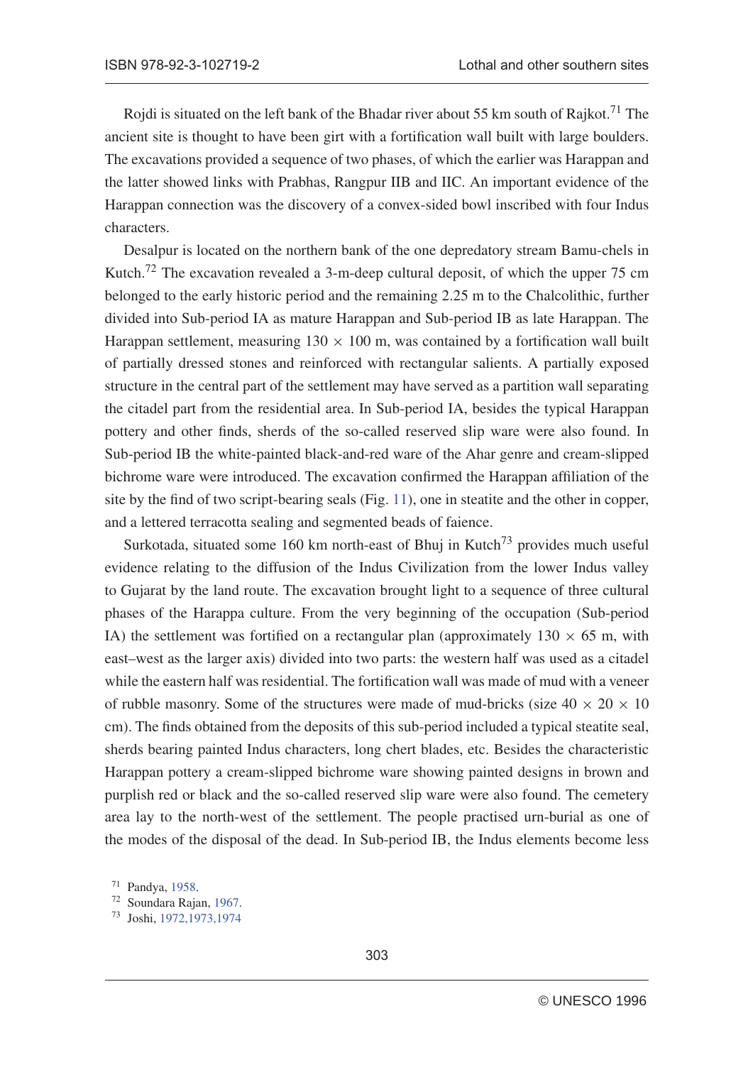Rojdi is situated on the left bank of the Bhadar river about 55 km south of Rajkot.[71] The ancient site is thought to have been girt with a fortification wall built with large boulders. The excavations provided a sequence of two phases, of which the earlier was Harappan and the latter showed links with Prabhas, Rangpur IIB and IIC. An important evidence of the Harappan connection was the discovery of a convex-sided bowl inscribed with four Indus characters.

Desalpur is located on the northern bank of the one depredatory stream Bamu-chels in Kutch.[72] The excavation revealed a 3-m-deep cultural deposit, of which the upper 75 cm belonged to the early historic period and the remaining 2.25 m to the Chalcolithic, further divided into Sub-period IA as mature Harappan and Sub-period IB as late Harappan. The Harappan settlement, measuring 130 × 100 m, was contained by a fortification wall built of partially dressed stones and reinforced with rectangular salients. A partially exposed structure in the central part of the settlement may have served as a partition wall separating the citadel part from the residential area. In Sub-period IA, besides the typical Harappan pottery and other finds, sherds of the so-called reserved slip ware were also found. In Sub-period IB the white-painted black-and-red ware of the Ahar genre and cream-slipped bichrome ware were introduced. The excavation confirmed the Harappan affiliation of the site by the find of two script-bearing seals (Fig. 11), one in steatite and the other in copper, and a lettered terracotta sealing and segmented beads of faience.

Surkotada, situated some 160 km north-east of Bhuj in Kutch[73] provides much useful evidence relating to the diffusion of the Indus Civilization from the lower Indus valley to Gujarat by the land route. The excavation brought light to a sequence of three cultural phases of the Harappa culture. From the very beginning of the occupation (Sub-period IA) the settlement was fortified on a rectangular plan (approximately 130 × 65 m, with east–west as the larger axis) divided into two parts: the western half was used as a citadel while the eastern half was residential. The fortification wall was made of mud with a veneer of rubble masonry. Some of the structures were made of mud-bricks (size 40 × 20 × 10 cm). The finds obtained from the deposits of this sub-period included a typical steatite seal, sherds bearing painted Indus characters, long chert blades, etc. Besides the characteristic Harappan pottery a cream-slipped bichrome ware showing painted designs in brown and purplish red or black and the so-called reserved slip ware were also found. The cemetery area lay to the north-west of the settlement. The people practised urn-burial as one of the modes of the disposal of the dead. In Sub-period IB, the Indus elements become less

[71] Pandya, 1958.

[72] Soundara Rajan, 1967.

[73] Joshi, 1972,1973,1974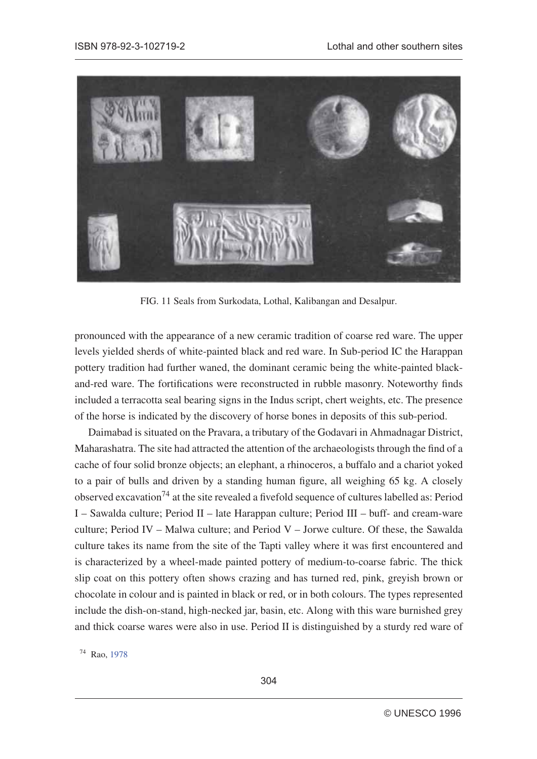FIG. 11 Seals from Surkodata, Lothal, Kalibangan and Desalpur.

pronounced with the appearance of a new ceramic tradition of coarse red ware. The upper levels yielded sherds of white-painted black and red ware. In Sub-period IC the Harappan pottery tradition had further waned, the dominant ceramic being the white-painted black-and-red ware. The fortifications were reconstructed in rubble masonry. Noteworthy finds included a terracotta seal bearing signs in the Indus script, chert weights, etc. The presence of the horse is indicated by the discovery of horse bones in deposits of this sub-period.

Daimabad is situated on the Pravara, a tributary of the Godavari in Ahmadnagar District, Maharashtra. The site had attracted the attention of the archaeologists through the find of a cache of four solid bronze objects; an elephant, a rhinoceros, a buffalo and a chariot yoked to a pair of bulls and driven by a standing human figure, all weighing 65 kg. A closely observed excavation[74] at the site revealed a fivefold sequence of cultures labelled as: Period I – Sawalda culture; Period II – late Harappan culture; Period III – buff- and cream-ware culture; Period IV – Malwa culture; and Period V – Jorwe culture. Of these, the Sawalda culture takes its name from the site of the Tapti valley where it was first encountered and is characterized by a wheel-made painted pottery of medium-to-coarse fabric. The thick slip coat on this pottery often shows crazing and has turned red, pink, greyish brown or chocolate in colour and is painted in black or red, or in both colours. The types represented include the dish-on-stand, high-necked jar, basin, etc. Along with this ware burnished grey and thick coarse wares were also in use. Period II is distinguished by a sturdy red ware of

[74] Rao, 1978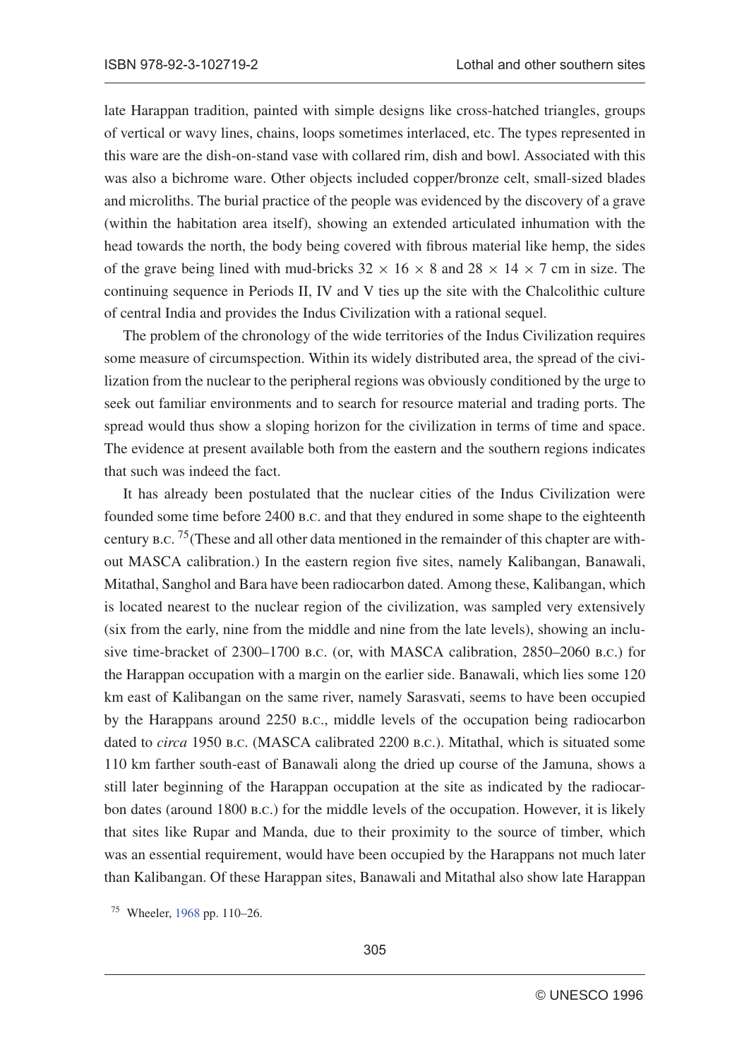late Harappan tradition, painted with simple designs like cross-hatched triangles, groups of vertical or wavy lines, chains, loops sometimes interlaced, etc. The types represented in this ware are the dish-on-stand vase with collared rim, dish and bowl. Associated with this was also a bichrome ware. Other objects included copper/bronze celt, small-sized blades and microliths. The burial practice of the people was evidenced by the discovery of a grave (within the habitation area itself), showing an extended articulated inhumation with the head towards the north, the body being covered with fibrous material like hemp, the sides of the grave being lined with mud-bricks $32 \times 16 \times 8$ and $28 \times 14 \times 7$ cm in size. The continuing sequence in Periods II, IV and V ties up the site with the Chalcolithic culture of central India and provides the Indus Civilization with a rational sequel.

The problem of the chronology of the wide territories of the Indus Civilization requires some measure of circumspection. Within its widely distributed area, the spread of the civilization from the nuclear to the peripheral regions was obviously conditioned by the urge to seek out familiar environments and to search for resource material and trading ports. The spread would thus show a sloping horizon for the civilization in terms of time and space. The evidence at present available both from the eastern and the southern regions indicates that such was indeed the fact.

It has already been postulated that the nuclear cities of the Indus Civilization were founded some time before 2400 B.C. and that they endured in some shape to the eighteenth century B.C.[75] (These and all other data mentioned in the remainder of this chapter are without MASCA calibration.) In the eastern region five sites, namely Kalibangan, Banawali, Mitathal, Sanghol and Bara have been radiocarbon dated. Among these, Kalibangan, which is located nearest to the nuclear region of the civilization, was sampled very extensively (six from the early, nine from the middle and nine from the late levels), showing an inclusive time-bracket of 2300–1700 B.C. (or, with MASCA calibration, 2850–2060 B.C.) for the Harappan occupation with a margin on the earlier side. Banawali, which lies some 120 km east of Kalibangan on the same river, namely Sarasvati, seems to have been occupied by the Harappans around 2250 B.C., middle levels of the occupation being radiocarbon dated to *circa* 1950 B.C. (MASCA calibrated 2200 B.C.). Mitathal, which is situated some 110 km farther south-east of Banawali along the dried up course of the Jamuna, shows a still later beginning of the Harappan occupation at the site as indicated by the radiocarbon dates (around 1800 B.C.) for the middle levels of the occupation. However, it is likely that sites like Rupar and Manda, due to their proximity to the source of timber, which was an essential requirement, would have been occupied by the Harappans not much later than Kalibangan. Of these Harappan sites, Banawali and Mitathal also show late Harappan

[75] Wheeler, 1968 pp. 110–26.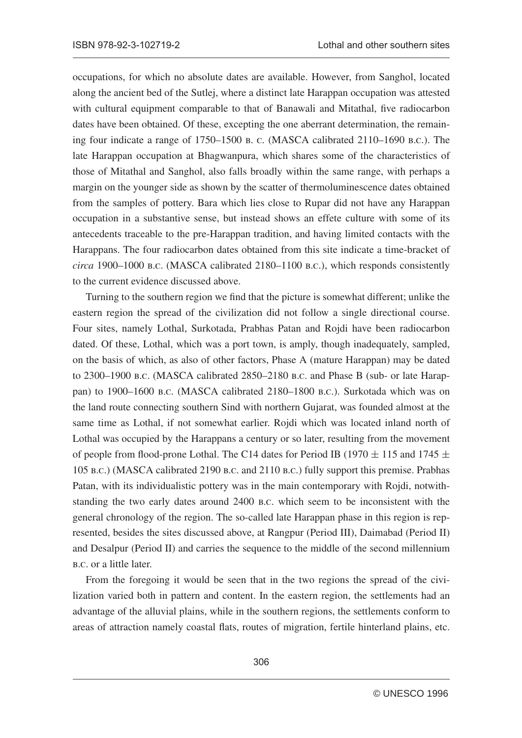occupations, for which no absolute dates are available. However, from Sanghol, located along the ancient bed of the Sutlej, where a distinct late Harappan occupation was attested with cultural equipment comparable to that of Banawali and Mitathal, five radiocarbon dates have been obtained. Of these, excepting the one aberrant determination, the remaining four indicate a range of 1750–1500 B. C. (MASCA calibrated 2110–1690 B.C.). The late Harappan occupation at Bhagwanpura, which shares some of the characteristics of those of Mitathal and Sanghol, also falls broadly within the same range, with perhaps a margin on the younger side as shown by the scatter of thermoluminescence dates obtained from the samples of pottery. Bara which lies close to Rupar did not have any Harappan occupation in a substantive sense, but instead shows an effete culture with some of its antecedents traceable to the pre-Harappan tradition, and having limited contacts with the Harappans. The four radiocarbon dates obtained from this site indicate a time-bracket of *circa* 1900–1000 B.C. (MASCA calibrated 2180–1100 B.C.), which responds consistently to the current evidence discussed above.

Turning to the southern region we find that the picture is somewhat different; unlike the eastern region the spread of the civilization did not follow a single directional course. Four sites, namely Lothal, Surkotada, Prabhas Patan and Rojdi have been radiocarbon dated. Of these, Lothal, which was a port town, is amply, though inadequately, sampled, on the basis of which, as also of other factors, Phase A (mature Harappan) may be dated to 2300–1900 B.C. (MASCA calibrated 2850–2180 B.C. and Phase B (sub- or late Harappan) to 1900–1600 B.C. (MASCA calibrated 2180–1800 B.C.). Surkotada which was on the land route connecting southern Sind with northern Gujarat, was founded almost at the same time as Lothal, if not somewhat earlier. Rojdi which was located inland north of Lothal was occupied by the Harappans a century or so later, resulting from the movement of people from flood-prone Lothal. The C14 dates for Period IB (1970 $\pm$ 115 and 1745 $\pm$ 105 B.C.) (MASCA calibrated 2190 B.C. and 2110 B.C.) fully support this premise. Prabhas Patan, with its individualistic pottery was in the main contemporary with Rojdi, notwithstanding the two early dates around 2400 B.C. which seem to be inconsistent with the general chronology of the region. The so-called late Harappan phase in this region is represented, besides the sites discussed above, at Rangpur (Period III), Daimabad (Period II) and Desalpur (Period II) and carries the sequence to the middle of the second millennium B.C. or a little later.

From the foregoing it would be seen that in the two regions the spread of the civilization varied both in pattern and content. In the eastern region, the settlements had an advantage of the alluvial plains, while in the southern regions, the settlements conform to areas of attraction namely coastal flats, routes of migration, fertile hinterland plains, etc.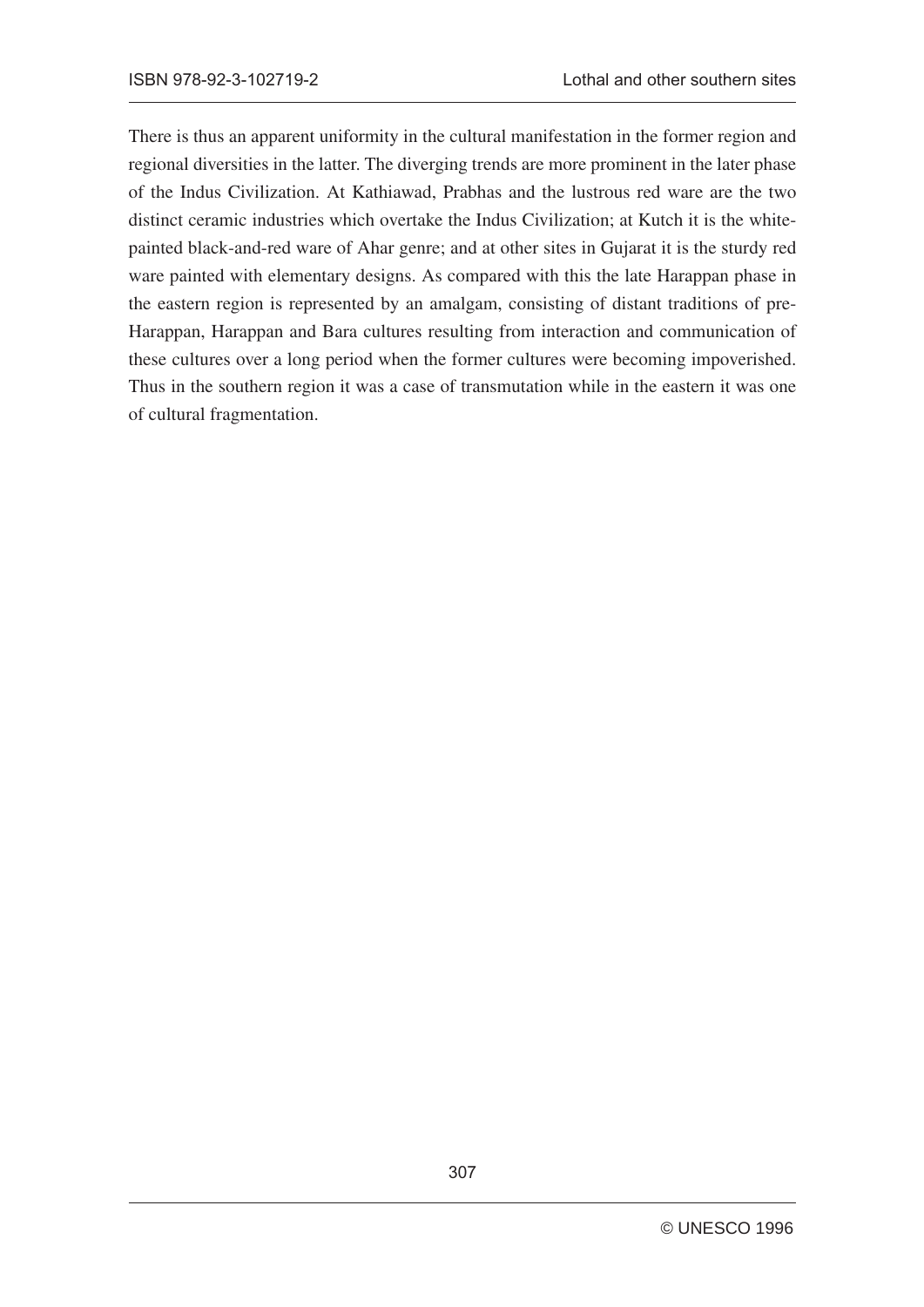There is thus an apparent uniformity in the cultural manifestation in the former region and regional diversities in the latter. The diverging trends are more prominent in the later phase of the Indus Civilization. At Kathiawad, Prabhas and the lustrous red ware are the two distinct ceramic industries which overtake the Indus Civilization; at Kutch it is the white-painted black-and-red ware of Ahar genre; and at other sites in Gujarat it is the sturdy red ware painted with elementary designs. As compared with this the late Harappan phase in the eastern region is represented by an amalgam, consisting of distant traditions of pre-Harappan, Harappan and Bara cultures resulting from interaction and communication of these cultures over a long period when the former cultures were becoming impoverished. Thus in the southern region it was a case of transmutation while in the eastern it was one of cultural fragmentation.